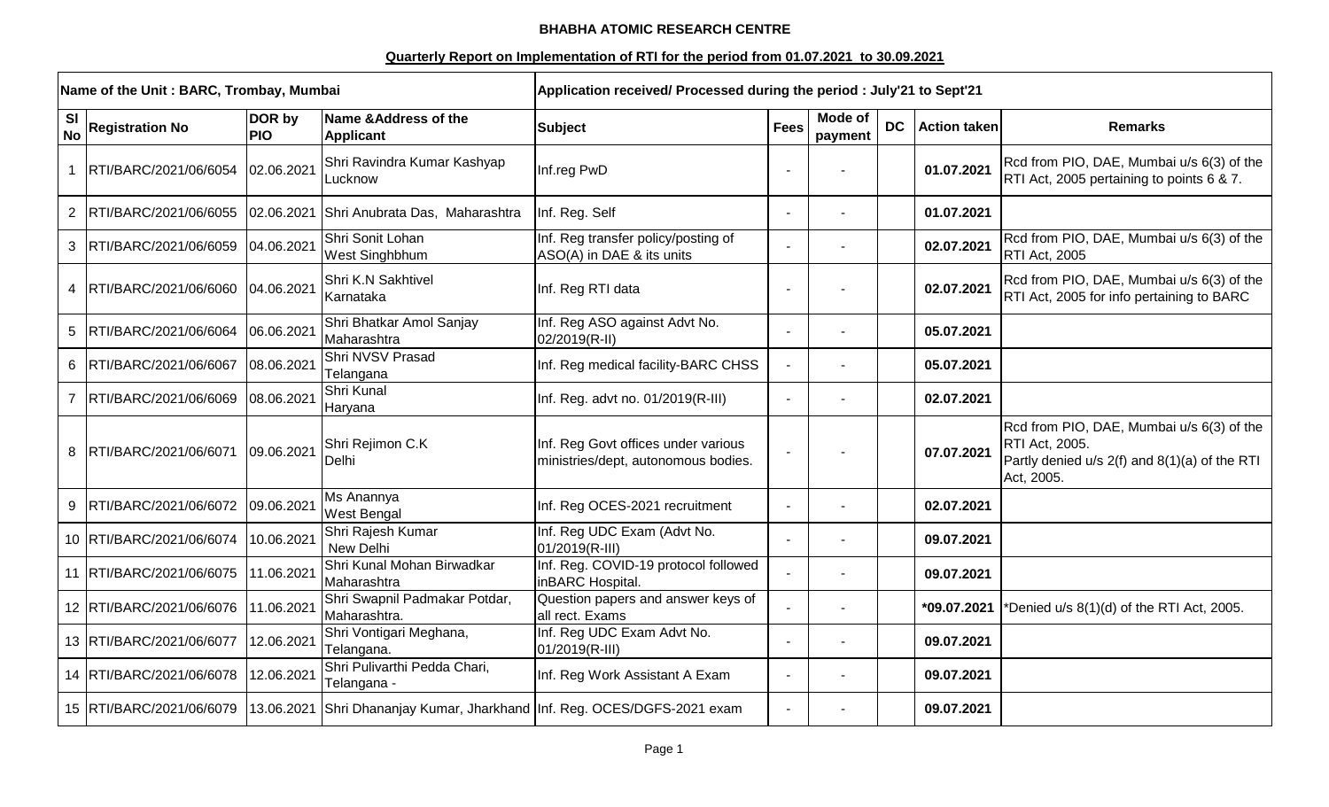**BHABHA ATOMIC RESEARCH CENTRE**

**Quarterly Report on Implementation of RTI for the period from 01.07.2021 to 30.09.2021**

| Name of the Unit : BARC, Trombay, Mumbai | | | | Application received/ Processed during the period : July'21 to Sept'21 | | | | | |
|---|---|---|---|---|---|---|---|---|---|
| Sl No | Registration No | DOR by PIO | Name &Address of the Applicant | Subject | Fees | Mode of payment | DC | Action taken | Remarks |
| 1 | RTI/BARC/2021/06/6054 | 02.06.2021 | Shri Ravindra Kumar Kashyap Lucknow | Inf.reg PwD | - | - | | 01.07.2021 | Rcd from PIO, DAE, Mumbai u/s 6(3) of the RTI Act, 2005 pertaining to points 6 & 7. |
| 2 | RTI/BARC/2021/06/6055 | 02.06.2021 | Shri Anubrata Das, Maharashtra | Inf. Reg. Self | - | - | | 01.07.2021 | |
| 3 | RTI/BARC/2021/06/6059 | 04.06.2021 | Shri Sonit Lohan West Singhbhum | Inf. Reg transfer policy/posting of ASO(A) in DAE & its units | - | - | | 02.07.2021 | Rcd from PIO, DAE, Mumbai u/s 6(3) of the RTI Act, 2005 |
| 4 | RTI/BARC/2021/06/6060 | 04.06.2021 | Shri K.N Sakhtivel Karnataka | Inf. Reg RTI data | - | - | | 02.07.2021 | Rcd from PIO, DAE, Mumbai u/s 6(3) of the RTI Act, 2005 for info pertaining to BARC |
| 5 | RTI/BARC/2021/06/6064 | 06.06.2021 | Shri Bhatkar Amol Sanjay Maharashtra | Inf. Reg ASO against Advt No. 02/2019(R-II) | - | - | | 05.07.2021 | |
| 6 | RTI/BARC/2021/06/6067 | 08.06.2021 | Shri NVSV Prasad Telangana | Inf. Reg medical facility-BARC CHSS | - | - | | 05.07.2021 | |
| 7 | RTI/BARC/2021/06/6069 | 08.06.2021 | Shri Kunal Haryana | Inf. Reg. advt no. 01/2019(R-III) | - | - | | 02.07.2021 | |
| 8 | RTI/BARC/2021/06/6071 | 09.06.2021 | Shri Rejimon C.K Delhi | Inf. Reg Govt offices under various ministries/dept, autonomous bodies. | - | - | | 07.07.2021 | Rcd from PIO, DAE, Mumbai u/s 6(3) of the RTI Act, 2005. Partly denied u/s 2(f) and 8(1)(a) of the RTI Act, 2005. |
| 9 | RTI/BARC/2021/06/6072 | 09.06.2021 | Ms Anannya West Bengal | Inf. Reg OCES-2021 recruitment | - | - | | 02.07.2021 | |
| 10 | RTI/BARC/2021/06/6074 | 10.06.2021 | Shri Rajesh Kumar New Delhi | Inf. Reg UDC Exam (Advt No. 01/2019(R-III) | - | - | | 09.07.2021 | |
| 11 | RTI/BARC/2021/06/6075 | 11.06.2021 | Shri Kunal Mohan Birwadkar Maharashtra | Inf. Reg. COVID-19 protocol followed inBARC Hospital. | - | - | | 09.07.2021 | |
| 12 | RTI/BARC/2021/06/6076 | 11.06.2021 | Shri Swapnil Padmakar Potdar, Maharashtra. | Question papers and answer keys of all rect. Exams | - | - | | *09.07.2021 | *Denied u/s 8(1)(d) of the RTI Act, 2005. |
| 13 | RTI/BARC/2021/06/6077 | 12.06.2021 | Shri Vontigari Meghana, Telangana. | Inf. Reg UDC Exam Advt No. 01/2019(R-III) | - | - | | 09.07.2021 | |
| 14 | RTI/BARC/2021/06/6078 | 12.06.2021 | Shri Pulivarthi Pedda Chari, Telangana - | Inf. Reg Work Assistant A Exam | - | - | | 09.07.2021 | |
| 15 | RTI/BARC/2021/06/6079 | 13.06.2021 | Shri Dhananjay Kumar, Jharkhand | Inf. Reg. OCES/DGFS-2021 exam | - | - | | 09.07.2021 | |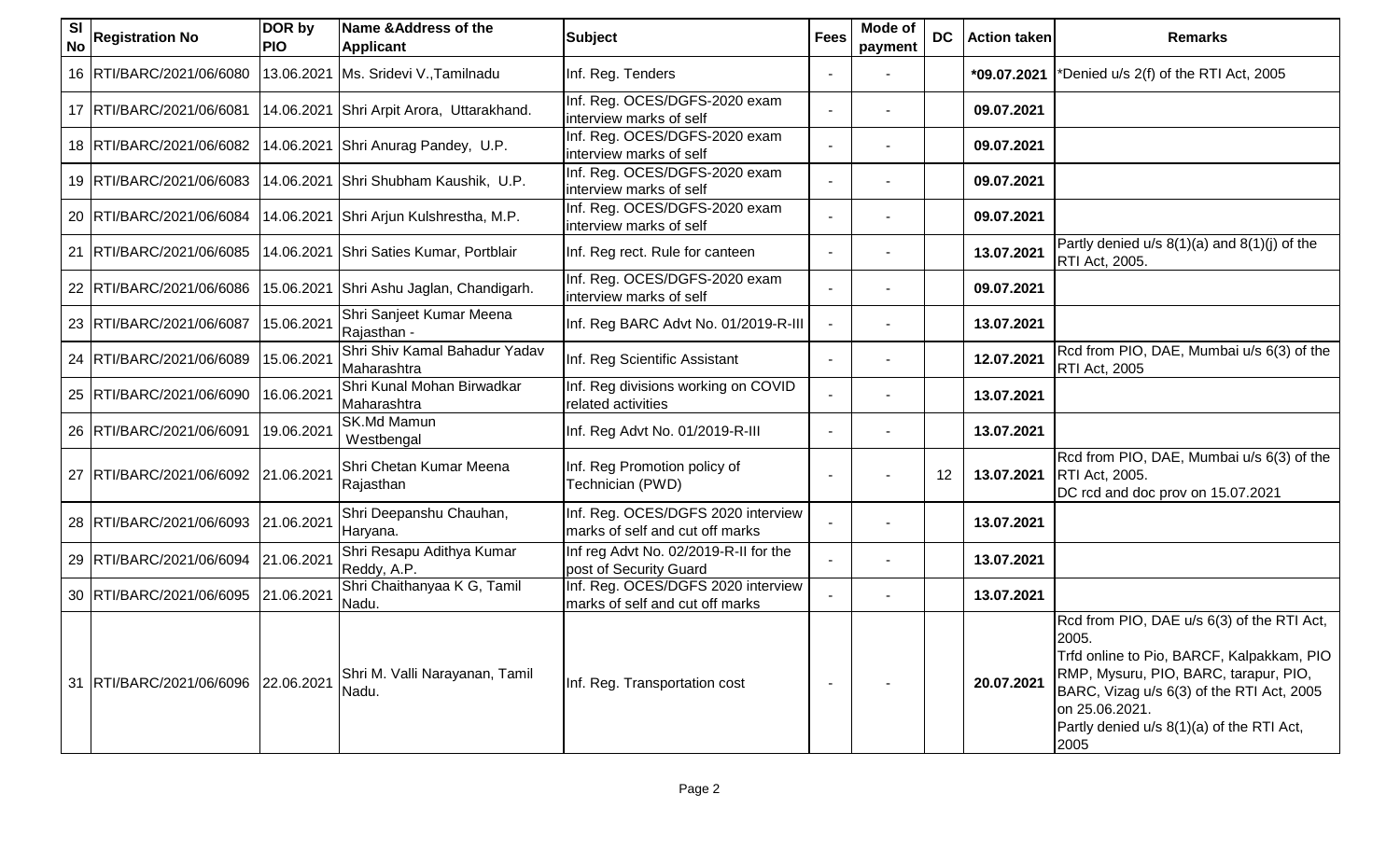| Sl No | Registration No | DOR by PIO | Name &Address of the Applicant | Subject | Fees | Mode of payment | DC | Action taken | Remarks |
|---|---|---|---|---|---|---|---|---|---|
| 16 | RTI/BARC/2021/06/6080 | 13.06.2021 | Ms. Sridevi V.,Tamilnadu | Inf. Reg. Tenders | - | - | | **\*09.07.2021** | \*Denied u/s 2(f) of the RTI Act, 2005 |
| 17 | RTI/BARC/2021/06/6081 | 14.06.2021 | Shri Arpit Arora, Uttarakhand. | Inf. Reg. OCES/DGFS-2020 exam interview marks of self | - | - | | **09.07.2021** | |
| 18 | RTI/BARC/2021/06/6082 | 14.06.2021 | Shri Anurag Pandey, U.P. | Inf. Reg. OCES/DGFS-2020 exam interview marks of self | - | - | | **09.07.2021** | |
| 19 | RTI/BARC/2021/06/6083 | 14.06.2021 | Shri Shubham Kaushik, U.P. | Inf. Reg. OCES/DGFS-2020 exam interview marks of self | - | - | | **09.07.2021** | |
| 20 | RTI/BARC/2021/06/6084 | 14.06.2021 | Shri Arjun Kulshrestha, M.P. | Inf. Reg. OCES/DGFS-2020 exam interview marks of self | - | - | | **09.07.2021** | |
| 21 | RTI/BARC/2021/06/6085 | 14.06.2021 | Shri Saties Kumar, Portblair | Inf. Reg rect. Rule for canteen | - | - | | **13.07.2021** | Partly denied u/s 8(1)(a) and 8(1)(j) of the RTI Act, 2005. |
| 22 | RTI/BARC/2021/06/6086 | 15.06.2021 | Shri Ashu Jaglan, Chandigarh. | Inf. Reg. OCES/DGFS-2020 exam interview marks of self | - | - | | **09.07.2021** | |
| 23 | RTI/BARC/2021/06/6087 | 15.06.2021 | Shri Sanjeet Kumar Meena Rajasthan - | Inf. Reg BARC Advt No. 01/2019-R-III | - | - | | **13.07.2021** | |
| 24 | RTI/BARC/2021/06/6089 | 15.06.2021 | Shri Shiv Kamal Bahadur Yadav Maharashtra | Inf. Reg Scientific Assistant | - | - | | **12.07.2021** | Rcd from PIO, DAE, Mumbai u/s 6(3) of the RTI Act, 2005 |
| 25 | RTI/BARC/2021/06/6090 | 16.06.2021 | Shri Kunal Mohan Birwadkar Maharashtra | Inf. Reg divisions working on COVID related activities | - | - | | **13.07.2021** | |
| 26 | RTI/BARC/2021/06/6091 | 19.06.2021 | SK.Md Mamun Westbengal | Inf. Reg Advt No. 01/2019-R-III | - | - | | **13.07.2021** | |
| 27 | RTI/BARC/2021/06/6092 | 21.06.2021 | Shri Chetan Kumar Meena Rajasthan | Inf. Reg Promotion policy of Technician (PWD) | - | - | 12 | **13.07.2021** | Rcd from PIO, DAE, Mumbai u/s 6(3) of the RTI Act, 2005. DC rcd and doc prov on 15.07.2021 |
| 28 | RTI/BARC/2021/06/6093 | 21.06.2021 | Shri Deepanshu Chauhan, Haryana. | Inf. Reg. OCES/DGFS 2020 interview marks of self and cut off marks | - | - | | **13.07.2021** | |
| 29 | RTI/BARC/2021/06/6094 | 21.06.2021 | Shri Resapu Adithya Kumar Reddy, A.P. | Inf reg Advt No. 02/2019-R-II for the post of Security Guard | - | - | | **13.07.2021** | |
| 30 | RTI/BARC/2021/06/6095 | 21.06.2021 | Shri Chaithanyaa K G, Tamil Nadu. | Inf. Reg. OCES/DGFS 2020 interview marks of self and cut off marks | - | - | | **13.07.2021** | |
| 31 | RTI/BARC/2021/06/6096 | 22.06.2021 | Shri M. Valli Narayanan, Tamil Nadu. | Inf. Reg. Transportation cost | - | - | | **20.07.2021** | Rcd from PIO, DAE u/s 6(3) of the RTI Act, 2005. Trfd online to Pio, BARCF, Kalpakkam, PIO RMP, Mysuru, PIO, BARC, tarapur, PIO, BARC, Vizag u/s 6(3) of the RTI Act, 2005 on 25.06.2021. Partly denied u/s 8(1)(a) of the RTI Act, 2005 |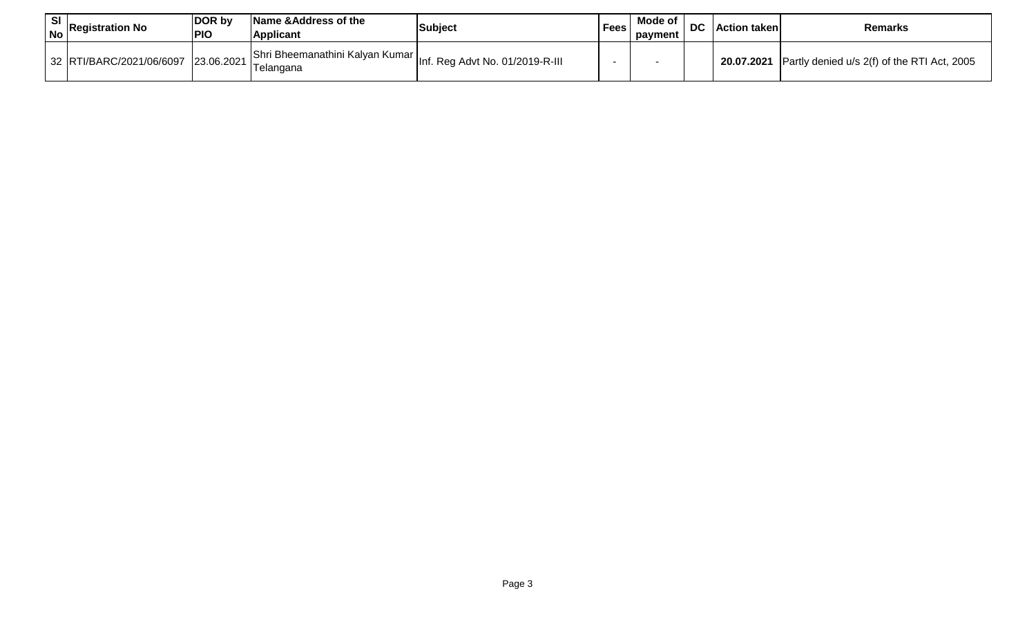| Sl No | Registration No | DOR by PIO | Name &Address of the Applicant | Subject | Fees | Mode of payment | DC | Action taken | Remarks |
| --- | --- | --- | --- | --- | --- | --- | --- | --- | --- |
| 32 | RTI/BARC/2021/06/6097 | 23.06.2021 | Shri Bheemanathini Kalyan Kumar Telangana | Inf. Reg Advt No. 01/2019-R-III | - | - | | **20.07.2021** | Partly denied u/s 2(f) of the RTI Act, 2005 |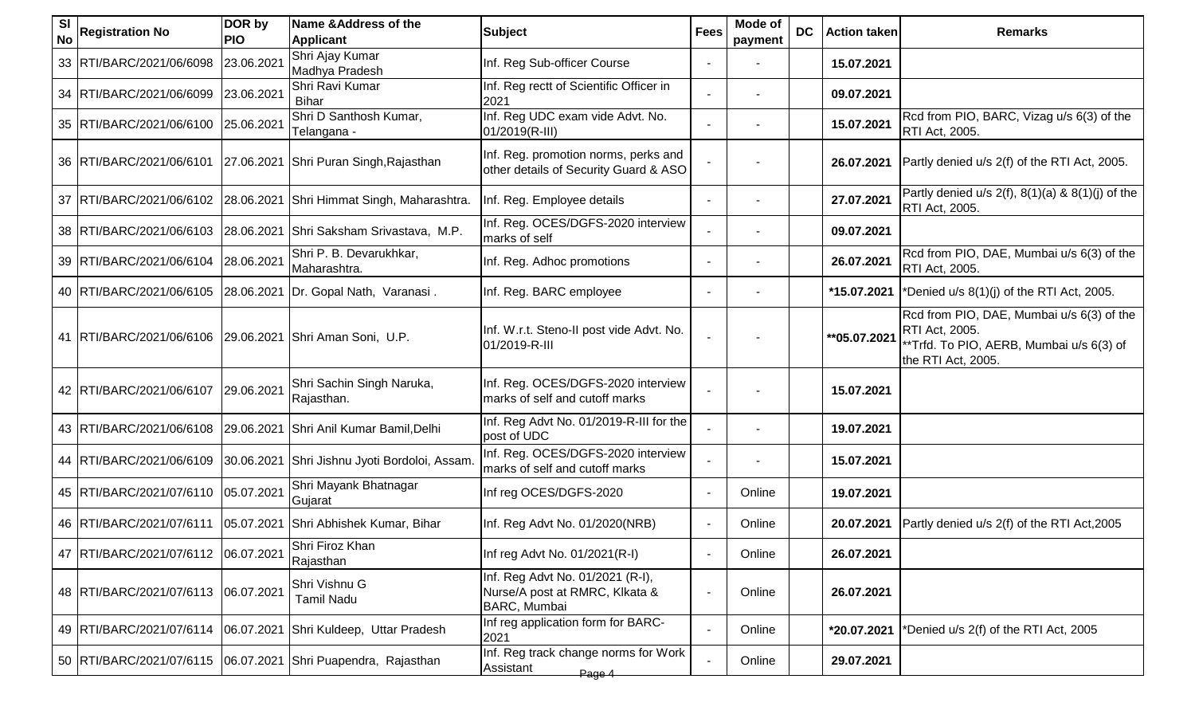| Sl No | Registration No | DOR by PIO | Name &Address of the Applicant | Subject | Fees | Mode of payment | DC | Action taken | Remarks |
|---|---|---|---|---|---|---|---|---|---|
| 33 | RTI/BARC/2021/06/6098 | 23.06.2021 | Shri Ajay Kumar Madhya Pradesh | Inf. Reg Sub-officer Course | - | - | | **15.07.2021** | |
| 34 | RTI/BARC/2021/06/6099 | 23.06.2021 | Shri Ravi Kumar Bihar | Inf. Reg rectt of Scientific Officer in 2021 | - | - | | **09.07.2021** | |
| 35 | RTI/BARC/2021/06/6100 | 25.06.2021 | Shri D Santhosh Kumar, Telangana - | Inf. Reg UDC exam vide Advt. No. 01/2019(R-III) | - | - | | **15.07.2021** | Rcd from PIO, BARC, Vizag u/s 6(3) of the RTI Act, 2005. |
| 36 | RTI/BARC/2021/06/6101 | 27.06.2021 | Shri Puran Singh,Rajasthan | Inf. Reg. promotion norms, perks and other details of Security Guard & ASO | - | - | | **26.07.2021** | Partly denied u/s 2(f) of the RTI Act, 2005. |
| 37 | RTI/BARC/2021/06/6102 | 28.06.2021 | Shri Himmat Singh, Maharashtra. | Inf. Reg. Employee details | - | - | | **27.07.2021** | Partly denied u/s 2(f), 8(1)(a) & 8(1)(j) of the RTI Act, 2005. |
| 38 | RTI/BARC/2021/06/6103 | 28.06.2021 | Shri Saksham Srivastava, M.P. | Inf. Reg. OCES/DGFS-2020 interview marks of self | - | - | | **09.07.2021** | |
| 39 | RTI/BARC/2021/06/6104 | 28.06.2021 | Shri P. B. Devarukhkar, Maharashtra. | Inf. Reg. Adhoc promotions | - | - | | **26.07.2021** | Rcd from PIO, DAE, Mumbai u/s 6(3) of the RTI Act, 2005. |
| 40 | RTI/BARC/2021/06/6105 | 28.06.2021 | Dr. Gopal Nath, Varanasi . | Inf. Reg. BARC employee | - | - | | **\*15.07.2021** | \*Denied u/s 8(1)(j) of the RTI Act, 2005. |
| 41 | RTI/BARC/2021/06/6106 | 29.06.2021 | Shri Aman Soni, U.P. | Inf. W.r.t. Steno-II post vide Advt. No. 01/2019-R-III | - | - | | **\*\*05.07.2021** | Rcd from PIO, DAE, Mumbai u/s 6(3) of the RTI Act, 2005. \*\*Trfd. To PIO, AERB, Mumbai u/s 6(3) of the RTI Act, 2005. |
| 42 | RTI/BARC/2021/06/6107 | 29.06.2021 | Shri Sachin Singh Naruka, Rajasthan. | Inf. Reg. OCES/DGFS-2020 interview marks of self and cutoff marks | - | - | | **15.07.2021** | |
| 43 | RTI/BARC/2021/06/6108 | 29.06.2021 | Shri Anil Kumar Bamil,Delhi | Inf. Reg Advt No. 01/2019-R-III for the post of UDC | - | - | | **19.07.2021** | |
| 44 | RTI/BARC/2021/06/6109 | 30.06.2021 | Shri Jishnu Jyoti Bordoloi, Assam. | Inf. Reg. OCES/DGFS-2020 interview marks of self and cutoff marks | - | - | | **15.07.2021** | |
| 45 | RTI/BARC/2021/07/6110 | 05.07.2021 | Shri Mayank Bhatnagar Gujarat | Inf reg OCES/DGFS-2020 | - | Online | | **19.07.2021** | |
| 46 | RTI/BARC/2021/07/6111 | 05.07.2021 | Shri Abhishek Kumar, Bihar | Inf. Reg Advt No. 01/2020(NRB) | - | Online | | **20.07.2021** | Partly denied u/s 2(f) of the RTI Act,2005 |
| 47 | RTI/BARC/2021/07/6112 | 06.07.2021 | Shri Firoz Khan Rajasthan | Inf reg Advt No. 01/2021(R-I) | - | Online | | **26.07.2021** | |
| 48 | RTI/BARC/2021/07/6113 | 06.07.2021 | Shri Vishnu G Tamil Nadu | Inf. Reg Advt No. 01/2021 (R-I), Nurse/A post at RMRC, Klkata & BARC, Mumbai | - | Online | | **26.07.2021** | |
| 49 | RTI/BARC/2021/07/6114 | 06.07.2021 | Shri Kuldeep, Uttar Pradesh | Inf reg application form for BARC-2021 | - | Online | | **\*20.07.2021** | \*Denied u/s 2(f) of the RTI Act, 2005 |
| 50 | RTI/BARC/2021/07/6115 | 06.07.2021 | Shri Puapendra, Rajasthan | Inf. Reg track change norms for Work Assistant | - | Online | | **29.07.2021** | |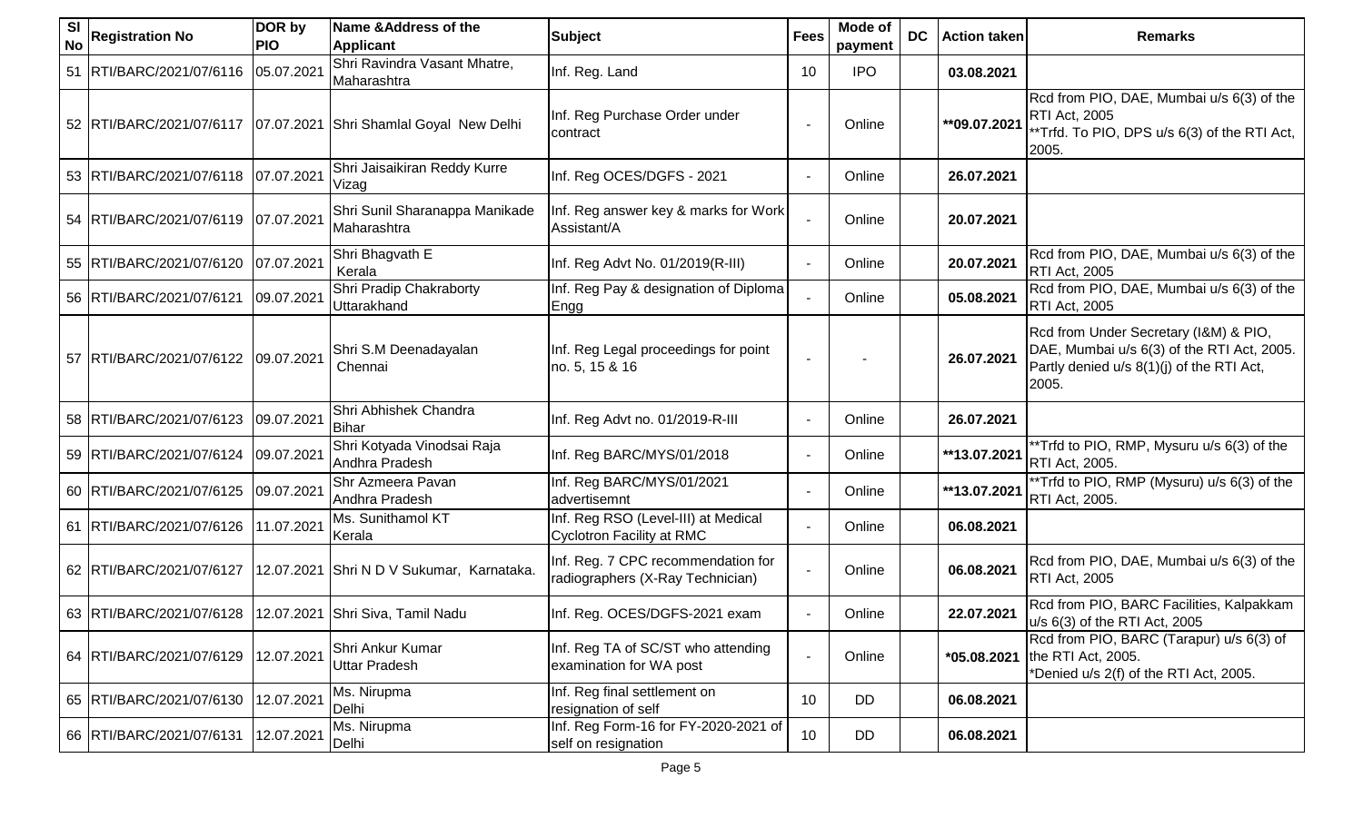| Sl No | Registration No | DOR by PIO | Name &Address of the Applicant | Subject | Fees | Mode of payment | DC | Action taken | Remarks |
|---|---|---|---|---|---|---|---|---|---|
| 51 | RTI/BARC/2021/07/6116 | 05.07.2021 | Shri Ravindra Vasant Mhatre, Maharashtra | Inf. Reg. Land | 10 | IPO | | 03.08.2021 | |
| 52 | RTI/BARC/2021/07/6117 | 07.07.2021 | Shri Shamlal Goyal New Delhi | Inf. Reg Purchase Order under contract | - | Online | | **09.07.2021 | Rcd from PIO, DAE, Mumbai u/s 6(3) of the RTI Act, 2005 **Trfd. To PIO, DPS u/s 6(3) of the RTI Act, 2005. |
| 53 | RTI/BARC/2021/07/6118 | 07.07.2021 | Shri Jaisaikiran Reddy Kurre Vizag | Inf. Reg OCES/DGFS - 2021 | - | Online | | 26.07.2021 | |
| 54 | RTI/BARC/2021/07/6119 | 07.07.2021 | Shri Sunil Sharanappa Manikade Maharashtra | Inf. Reg answer key & marks for Work Assistant/A | - | Online | | 20.07.2021 | |
| 55 | RTI/BARC/2021/07/6120 | 07.07.2021 | Shri Bhagvath E Kerala | Inf. Reg Advt No. 01/2019(R-III) | - | Online | | 20.07.2021 | Rcd from PIO, DAE, Mumbai u/s 6(3) of the RTI Act, 2005 |
| 56 | RTI/BARC/2021/07/6121 | 09.07.2021 | Shri Pradip Chakraborty Uttarakhand | Inf. Reg Pay & designation of Diploma Engg | - | Online | | 05.08.2021 | Rcd from PIO, DAE, Mumbai u/s 6(3) of the RTI Act, 2005 |
| 57 | RTI/BARC/2021/07/6122 | 09.07.2021 | Shri S.M Deenadayalan Chennai | Inf. Reg Legal proceedings for point no. 5, 15 & 16 | - | - | | 26.07.2021 | Rcd from Under Secretary (I&M) & PIO, DAE, Mumbai u/s 6(3) of the RTI Act, 2005. Partly denied u/s 8(1)(j) of the RTI Act, 2005. |
| 58 | RTI/BARC/2021/07/6123 | 09.07.2021 | Shri Abhishek Chandra Bihar | Inf. Reg Advt no. 01/2019-R-III | - | Online | | 26.07.2021 | |
| 59 | RTI/BARC/2021/07/6124 | 09.07.2021 | Shri Kotyada Vinodsai Raja Andhra Pradesh | Inf. Reg BARC/MYS/01/2018 | - | Online | | **13.07.2021 | **Trfd to PIO, RMP, Mysuru u/s 6(3) of the RTI Act, 2005. |
| 60 | RTI/BARC/2021/07/6125 | 09.07.2021 | Shr Azmeera Pavan Andhra Pradesh | Inf. Reg BARC/MYS/01/2021 advertisemnt | - | Online | | **13.07.2021 | **Trfd to PIO, RMP (Mysuru) u/s 6(3) of the RTI Act, 2005. |
| 61 | RTI/BARC/2021/07/6126 | 11.07.2021 | Ms. Sunithamol KT Kerala | Inf. Reg RSO (Level-III) at Medical Cyclotron Facility at RMC | - | Online | | 06.08.2021 | |
| 62 | RTI/BARC/2021/07/6127 | 12.07.2021 | Shri N D V Sukumar, Karnataka. | Inf. Reg. 7 CPC recommendation for radiographers (X-Ray Technician) | - | Online | | 06.08.2021 | Rcd from PIO, DAE, Mumbai u/s 6(3) of the RTI Act, 2005 |
| 63 | RTI/BARC/2021/07/6128 | 12.07.2021 | Shri Siva, Tamil Nadu | Inf. Reg. OCES/DGFS-2021 exam | - | Online | | 22.07.2021 | Rcd from PIO, BARC Facilities, Kalpakkam u/s 6(3) of the RTI Act, 2005 |
| 64 | RTI/BARC/2021/07/6129 | 12.07.2021 | Shri Ankur Kumar Uttar Pradesh | Inf. Reg TA of SC/ST who attending examination for WA post | - | Online | | *05.08.2021 | Rcd from PIO, BARC (Tarapur) u/s 6(3) of the RTI Act, 2005. *Denied u/s 2(f) of the RTI Act, 2005. |
| 65 | RTI/BARC/2021/07/6130 | 12.07.2021 | Ms. Nirupma Delhi | Inf. Reg final settlement on resignation of self | 10 | DD | | 06.08.2021 | |
| 66 | RTI/BARC/2021/07/6131 | 12.07.2021 | Ms. Nirupma Delhi | Inf. Reg Form-16 for FY-2020-2021 of self on resignation | 10 | DD | | 06.08.2021 | |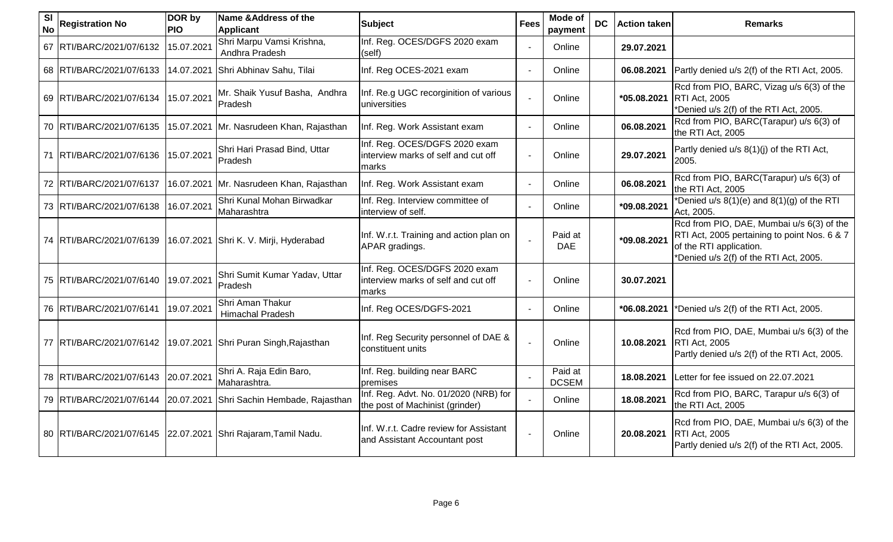| Sl No | Registration No | DOR by PIO | Name &Address of the Applicant | Subject | Fees | Mode of payment | DC | Action taken | Remarks |
|---|---|---|---|---|---|---|---|---|---|
| 67 | RTI/BARC/2021/07/6132 | 15.07.2021 | Shri Marpu Vamsi Krishna, Andhra Pradesh | Inf. Reg. OCES/DGFS 2020 exam (self) | - | Online | | **29.07.2021** | |
| 68 | RTI/BARC/2021/07/6133 | 14.07.2021 | Shri Abhinav Sahu, Tilai | Inf. Reg OCES-2021 exam | - | Online | | **06.08.2021** | Partly denied u/s 2(f) of the RTI Act, 2005. |
| 69 | RTI/BARC/2021/07/6134 | 15.07.2021 | Mr. Shaik Yusuf Basha, Andhra Pradesh | Inf. Re.g UGC recorginition of various universities | - | Online | | **\*05.08.2021** | Rcd from PIO, BARC, Vizag u/s 6(3) of the RTI Act, 2005 *Denied u/s 2(f) of the RTI Act, 2005. |
| 70 | RTI/BARC/2021/07/6135 | 15.07.2021 | Mr. Nasrudeen Khan, Rajasthan | Inf. Reg. Work Assistant exam | - | Online | | **06.08.2021** | Rcd from PIO, BARC(Tarapur) u/s 6(3) of the RTI Act, 2005 |
| 71 | RTI/BARC/2021/07/6136 | 15.07.2021 | Shri Hari Prasad Bind, Uttar Pradesh | Inf. Reg. OCES/DGFS 2020 exam interview marks of self and cut off marks | - | Online | | **29.07.2021** | Partly denied u/s 8(1)(j) of the RTI Act, 2005. |
| 72 | RTI/BARC/2021/07/6137 | 16.07.2021 | Mr. Nasrudeen Khan, Rajasthan | Inf. Reg. Work Assistant exam | - | Online | | **06.08.2021** | Rcd from PIO, BARC(Tarapur) u/s 6(3) of the RTI Act, 2005 |
| 73 | RTI/BARC/2021/07/6138 | 16.07.2021 | Shri Kunal Mohan Birwadkar Maharashtra | Inf. Reg. Interview committee of interview of self. | - | Online | | **\*09.08.2021** | *Denied u/s 8(1)(e) and 8(1)(g) of the RTI Act, 2005. |
| 74 | RTI/BARC/2021/07/6139 | 16.07.2021 | Shri K. V. Mirji, Hyderabad | Inf. W.r.t. Training and action plan on APAR gradings. | - | Paid at DAE | | **\*09.08.2021** | Rcd from PIO, DAE, Mumbai u/s 6(3) of the RTI Act, 2005 pertaining to point Nos. 6 & 7 of the RTI application. *Denied u/s 2(f) of the RTI Act, 2005. |
| 75 | RTI/BARC/2021/07/6140 | 19.07.2021 | Shri Sumit Kumar Yadav, Uttar Pradesh | Inf. Reg. OCES/DGFS 2020 exam interview marks of self and cut off marks | - | Online | | **30.07.2021** | |
| 76 | RTI/BARC/2021/07/6141 | 19.07.2021 | Shri Aman Thakur Himachal Pradesh | Inf. Reg OCES/DGFS-2021 | - | Online | | **\*06.08.2021** | *Denied u/s 2(f) of the RTI Act, 2005. |
| 77 | RTI/BARC/2021/07/6142 | 19.07.2021 | Shri Puran Singh,Rajasthan | Inf. Reg Security personnel of DAE & constituent units | - | Online | | **10.08.2021** | Rcd from PIO, DAE, Mumbai u/s 6(3) of the RTI Act, 2005 Partly denied u/s 2(f) of the RTI Act, 2005. |
| 78 | RTI/BARC/2021/07/6143 | 20.07.2021 | Shri A. Raja Edin Baro, Maharashtra. | Inf. Reg. building near BARC premises | - | Paid at DCSEM | | **18.08.2021** | Letter for fee issued on 22.07.2021 |
| 79 | RTI/BARC/2021/07/6144 | 20.07.2021 | Shri Sachin Hembade, Rajasthan | Inf. Reg. Advt. No. 01/2020 (NRB) for the post of Machinist (grinder) | - | Online | | **18.08.2021** | Rcd from PIO, BARC, Tarapur u/s 6(3) of the RTI Act, 2005 |
| 80 | RTI/BARC/2021/07/6145 | 22.07.2021 | Shri Rajaram,Tamil Nadu. | Inf. W.r.t. Cadre review for Assistant and Assistant Accountant post | - | Online | | **20.08.2021** | Rcd from PIO, DAE, Mumbai u/s 6(3) of the RTI Act, 2005 Partly denied u/s 2(f) of the RTI Act, 2005. |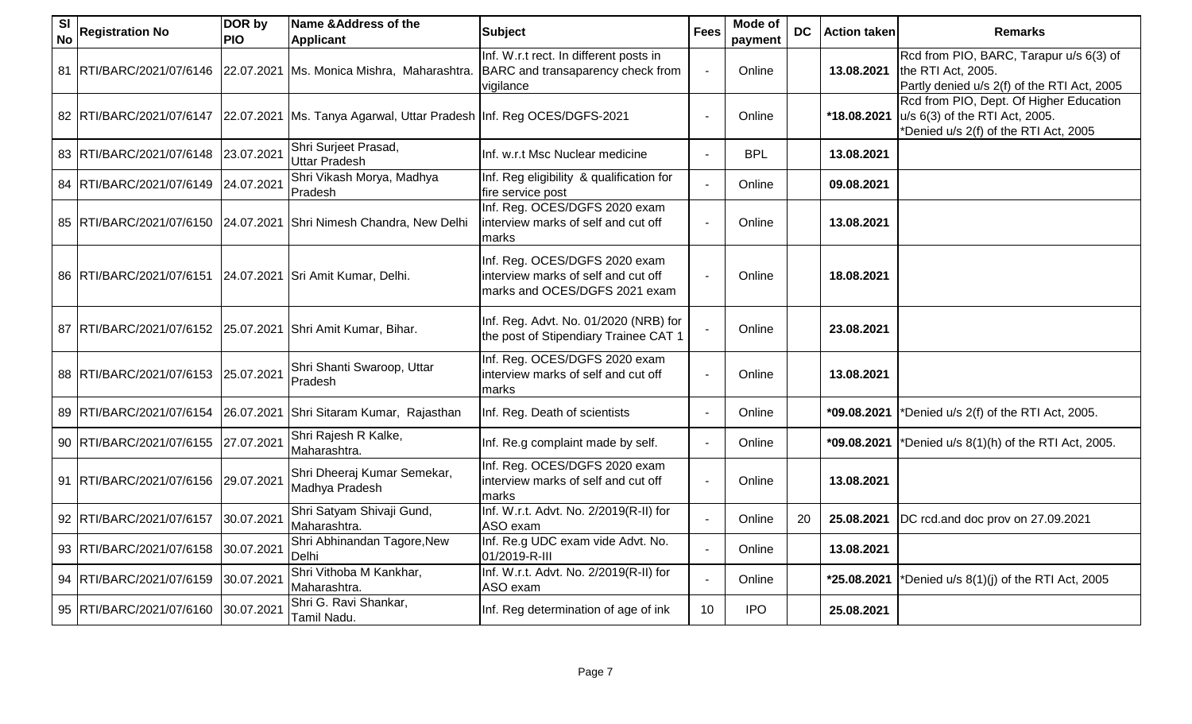| Sl No | Registration No | DOR by PIO | Name &Address of the Applicant | Subject | Fees | Mode of payment | DC | Action taken | Remarks |
|---|---|---|---|---|---|---|---|---|---|
| 81 | RTI/BARC/2021/07/6146 | 22.07.2021 | Ms. Monica Mishra, Maharashtra. | Inf. W.r.t rect. In different posts in BARC and transaparency check from vigilance | - | Online | | 13.08.2021 | Rcd from PIO, BARC, Tarapur u/s 6(3) of the RTI Act, 2005. Partly denied u/s 2(f) of the RTI Act, 2005 |
| 82 | RTI/BARC/2021/07/6147 | 22.07.2021 | Ms. Tanya Agarwal, Uttar Pradesh | Inf. Reg OCES/DGFS-2021 | - | Online | | *18.08.2021 | Rcd from PIO, Dept. Of Higher Education u/s 6(3) of the RTI Act, 2005. *Denied u/s 2(f) of the RTI Act, 2005 |
| 83 | RTI/BARC/2021/07/6148 | 23.07.2021 | Shri Surjeet Prasad, Uttar Pradesh | Inf. w.r.t Msc Nuclear medicine | - | BPL | | 13.08.2021 | |
| 84 | RTI/BARC/2021/07/6149 | 24.07.2021 | Shri Vikash Morya, Madhya Pradesh | Inf. Reg eligibility & qualification for fire service post | - | Online | | 09.08.2021 | |
| 85 | RTI/BARC/2021/07/6150 | 24.07.2021 | Shri Nimesh Chandra, New Delhi | Inf. Reg. OCES/DGFS 2020 exam interview marks of self and cut off marks | - | Online | | 13.08.2021 | |
| 86 | RTI/BARC/2021/07/6151 | 24.07.2021 | Sri Amit Kumar, Delhi. | Inf. Reg. OCES/DGFS 2020 exam interview marks of self and cut off marks and OCES/DGFS 2021 exam | - | Online | | 18.08.2021 | |
| 87 | RTI/BARC/2021/07/6152 | 25.07.2021 | Shri Amit Kumar, Bihar. | Inf. Reg. Advt. No. 01/2020 (NRB) for the post of Stipendiary Trainee CAT 1 | - | Online | | 23.08.2021 | |
| 88 | RTI/BARC/2021/07/6153 | 25.07.2021 | Shri Shanti Swaroop, Uttar Pradesh | Inf. Reg. OCES/DGFS 2020 exam interview marks of self and cut off marks | - | Online | | 13.08.2021 | |
| 89 | RTI/BARC/2021/07/6154 | 26.07.2021 | Shri Sitaram Kumar, Rajasthan | Inf. Reg. Death of scientists | - | Online | | *09.08.2021 | *Denied u/s 2(f) of the RTI Act, 2005. |
| 90 | RTI/BARC/2021/07/6155 | 27.07.2021 | Shri Rajesh R Kalke, Maharashtra. | Inf. Re.g complaint made by self. | - | Online | | *09.08.2021 | *Denied u/s 8(1)(h) of the RTI Act, 2005. |
| 91 | RTI/BARC/2021/07/6156 | 29.07.2021 | Shri Dheeraj Kumar Semekar, Madhya Pradesh | Inf. Reg. OCES/DGFS 2020 exam interview marks of self and cut off marks | - | Online | | 13.08.2021 | |
| 92 | RTI/BARC/2021/07/6157 | 30.07.2021 | Shri Satyam Shivaji Gund, Maharashtra. | Inf. W.r.t. Advt. No. 2/2019(R-II) for ASO exam | - | Online | 20 | 25.08.2021 | DC rcd.and doc prov on 27.09.2021 |
| 93 | RTI/BARC/2021/07/6158 | 30.07.2021 | Shri Abhinandan Tagore,New Delhi | Inf. Re.g UDC exam vide Advt. No. 01/2019-R-III | - | Online | | 13.08.2021 | |
| 94 | RTI/BARC/2021/07/6159 | 30.07.2021 | Shri Vithoba M Kankhar, Maharashtra. | Inf. W.r.t. Advt. No. 2/2019(R-II) for ASO exam | - | Online | | *25.08.2021 | *Denied u/s 8(1)(j) of the RTI Act, 2005 |
| 95 | RTI/BARC/2021/07/6160 | 30.07.2021 | Shri G. Ravi Shankar, Tamil Nadu. | Inf. Reg determination of age of ink | 10 | IPO | | 25.08.2021 | |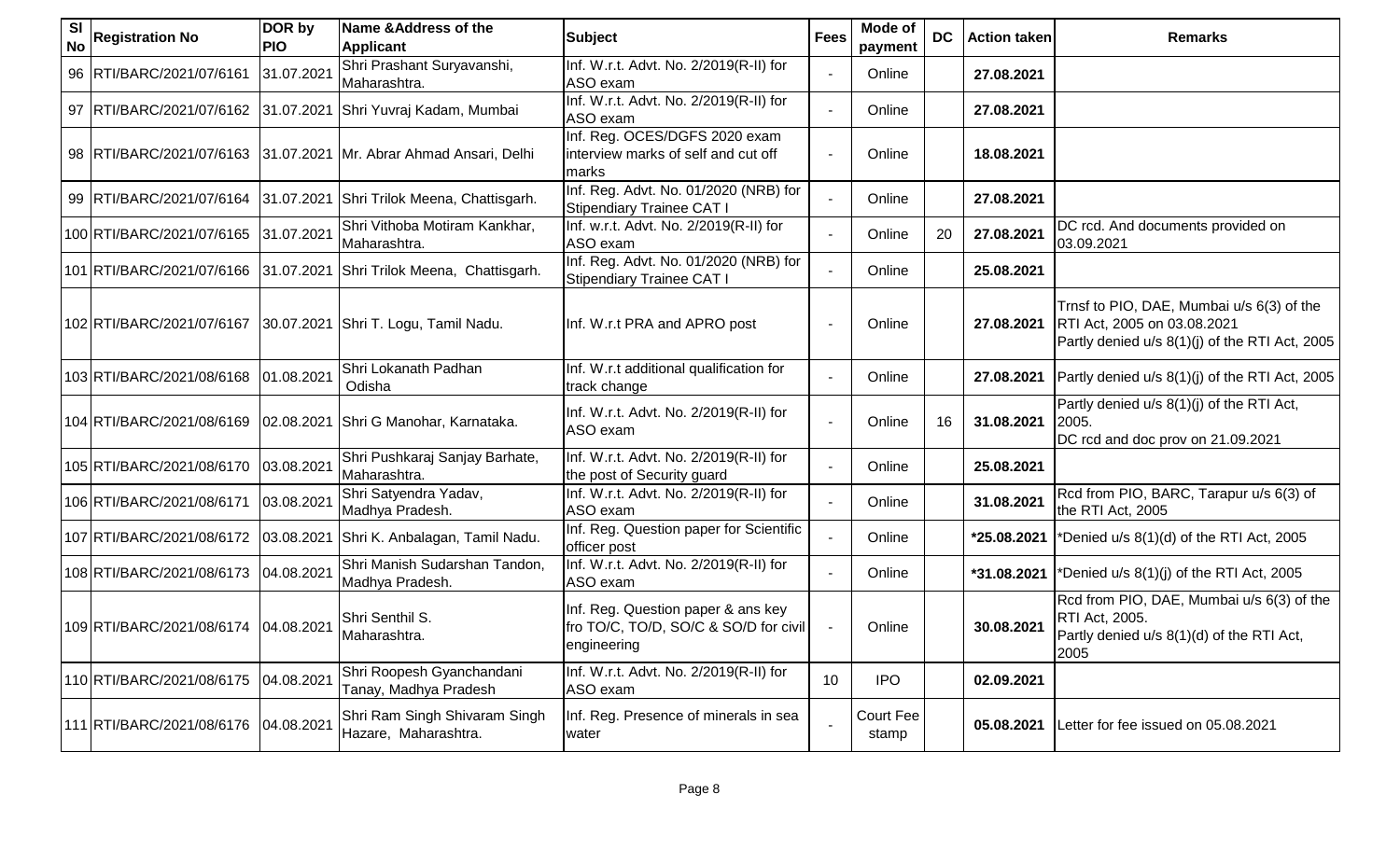| Sl No | Registration No | DOR by PIO | Name &Address of the Applicant | Subject | Fees | Mode of payment | DC | Action taken | Remarks |
|---|---|---|---|---|---|---|---|---|---|
| 96 | RTI/BARC/2021/07/6161 | 31.07.2021 | Shri Prashant Suryavanshi, Maharashtra. | Inf. W.r.t. Advt. No. 2/2019(R-II) for ASO exam | - | Online | | **27.08.2021** | |
| 97 | RTI/BARC/2021/07/6162 | 31.07.2021 | Shri Yuvraj Kadam, Mumbai | Inf. W.r.t. Advt. No. 2/2019(R-II) for ASO exam | - | Online | | **27.08.2021** | |
| 98 | RTI/BARC/2021/07/6163 | 31.07.2021 | Mr. Abrar Ahmad Ansari, Delhi | Inf. Reg. OCES/DGFS 2020 exam interview marks of self and cut off marks | - | Online | | **18.08.2021** | |
| 99 | RTI/BARC/2021/07/6164 | 31.07.2021 | Shri Trilok Meena, Chattisgarh. | Inf. Reg. Advt. No. 01/2020 (NRB) for Stipendiary Trainee CAT I | - | Online | | **27.08.2021** | |
| 100 | RTI/BARC/2021/07/6165 | 31.07.2021 | Shri Vithoba Motiram Kankhar, Maharashtra. | Inf. w.r.t. Advt. No. 2/2019(R-II) for ASO exam | - | Online | 20 | **27.08.2021** | DC rcd. And documents provided on 03.09.2021 |
| 101 | RTI/BARC/2021/07/6166 | 31.07.2021 | Shri Trilok Meena, Chattisgarh. | Inf. Reg. Advt. No. 01/2020 (NRB) for Stipendiary Trainee CAT I | - | Online | | **25.08.2021** | |
| 102 | RTI/BARC/2021/07/6167 | 30.07.2021 | Shri T. Logu, Tamil Nadu. | Inf. W.r.t PRA and APRO post | - | Online | | **27.08.2021** | Trnsf to PIO, DAE, Mumbai u/s 6(3) of the RTI Act, 2005 on 03.08.2021 Partly denied u/s 8(1)(j) of the RTI Act, 2005 |
| 103 | RTI/BARC/2021/08/6168 | 01.08.2021 | Shri Lokanath Padhan Odisha | Inf. W.r.t additional qualification for track change | - | Online | | **27.08.2021** | Partly denied u/s 8(1)(j) of the RTI Act, 2005 |
| 104 | RTI/BARC/2021/08/6169 | 02.08.2021 | Shri G Manohar, Karnataka. | Inf. W.r.t. Advt. No. 2/2019(R-II) for ASO exam | - | Online | 16 | **31.08.2021** | Partly denied u/s 8(1)(j) of the RTI Act, 2005. DC rcd and doc prov on 21.09.2021 |
| 105 | RTI/BARC/2021/08/6170 | 03.08.2021 | Shri Pushkaraj Sanjay Barhate, Maharashtra. | Inf. W.r.t. Advt. No. 2/2019(R-II) for the post of Security guard | - | Online | | **25.08.2021** | |
| 106 | RTI/BARC/2021/08/6171 | 03.08.2021 | Shri Satyendra Yadav, Madhya Pradesh. | Inf. W.r.t. Advt. No. 2/2019(R-II) for ASO exam | - | Online | | **31.08.2021** | Rcd from PIO, BARC, Tarapur u/s 6(3) of the RTI Act, 2005 |
| 107 | RTI/BARC/2021/08/6172 | 03.08.2021 | Shri K. Anbalagan, Tamil Nadu. | Inf. Reg. Question paper for Scientific officer post | - | Online | | **\*25.08.2021** | \*Denied u/s 8(1)(d) of the RTI Act, 2005 |
| 108 | RTI/BARC/2021/08/6173 | 04.08.2021 | Shri Manish Sudarshan Tandon, Madhya Pradesh. | Inf. W.r.t. Advt. No. 2/2019(R-II) for ASO exam | - | Online | | **\*31.08.2021** | \*Denied u/s 8(1)(j) of the RTI Act, 2005 |
| 109 | RTI/BARC/2021/08/6174 | 04.08.2021 | Shri Senthil S. Maharashtra. | Inf. Reg. Question paper & ans key fro TO/C, TO/D, SO/C & SO/D for civil engineering | - | Online | | **30.08.2021** | Rcd from PIO, DAE, Mumbai u/s 6(3) of the RTI Act, 2005. Partly denied u/s 8(1)(d) of the RTI Act, 2005 |
| 110 | RTI/BARC/2021/08/6175 | 04.08.2021 | Shri Roopesh Gyanchandani Tanay, Madhya Pradesh | Inf. W.r.t. Advt. No. 2/2019(R-II) for ASO exam | 10 | IPO | | **02.09.2021** | |
| 111 | RTI/BARC/2021/08/6176 | 04.08.2021 | Shri Ram Singh Shivaram Singh Hazare, Maharashtra. | Inf. Reg. Presence of minerals in sea water | - | Court Fee stamp | | **05.08.2021** | Letter for fee issued on 05.08.2021 |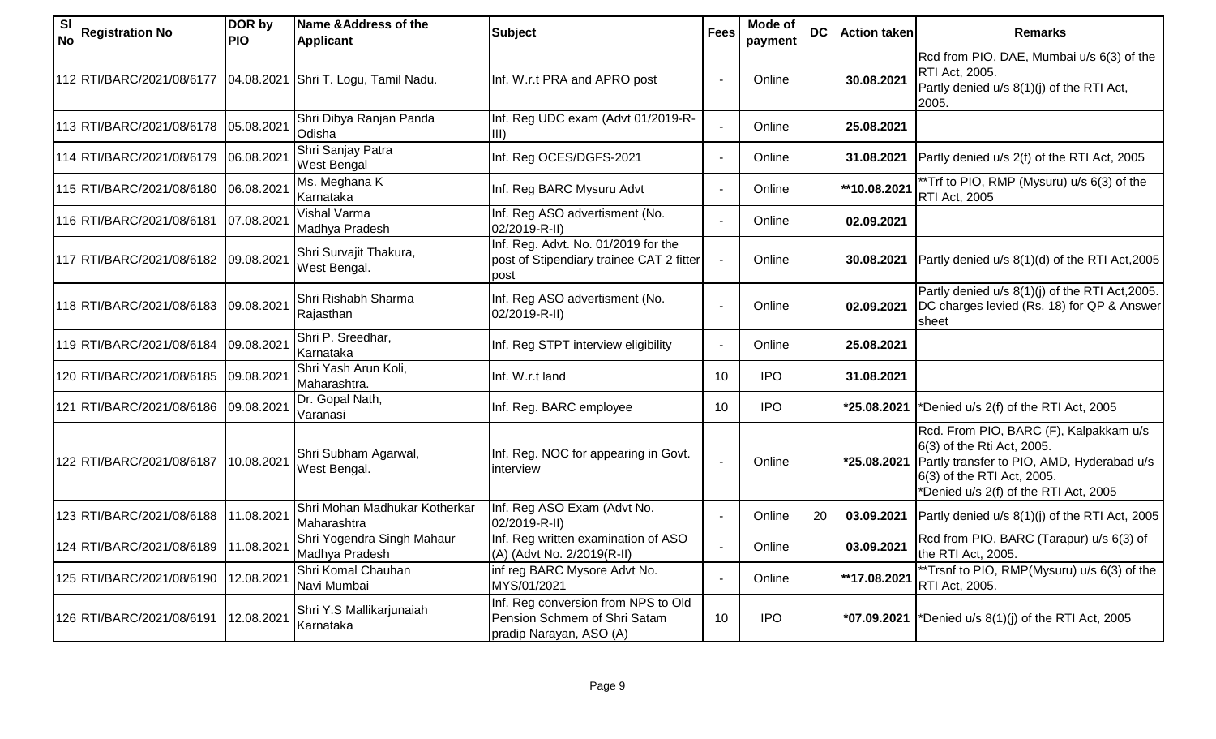| Sl No | Registration No | DOR by PIO | Name &Address of the Applicant | Subject | Fees | Mode of payment | DC | Action taken | Remarks |
|---|---|---|---|---|---|---|---|---|---|
| 112 | RTI/BARC/2021/08/6177 | 04.08.2021 | Shri T. Logu, Tamil Nadu. | Inf. W.r.t PRA and APRO post | - | Online | | **30.08.2021** | Rcd from PIO, DAE, Mumbai u/s 6(3) of the RTI Act, 2005. Partly denied u/s 8(1)(j) of the RTI Act, 2005. |
| 113 | RTI/BARC/2021/08/6178 | 05.08.2021 | Shri Dibya Ranjan Panda Odisha | Inf. Reg UDC exam (Advt 01/2019-R-III) | - | Online | | **25.08.2021** | |
| 114 | RTI/BARC/2021/08/6179 | 06.08.2021 | Shri Sanjay Patra West Bengal | Inf. Reg OCES/DGFS-2021 | - | Online | | **31.08.2021** | Partly denied u/s 2(f) of the RTI Act, 2005 |
| 115 | RTI/BARC/2021/08/6180 | 06.08.2021 | Ms. Meghana K Karnataka | Inf. Reg BARC Mysuru Advt | - | Online | | **\*\*10.08.2021** | **Trf to PIO, RMP (Mysuru) u/s 6(3) of the RTI Act, 2005 |
| 116 | RTI/BARC/2021/08/6181 | 07.08.2021 | Vishal Varma Madhya Pradesh | Inf. Reg ASO advertisment (No. 02/2019-R-II) | - | Online | | **02.09.2021** | |
| 117 | RTI/BARC/2021/08/6182 | 09.08.2021 | Shri Survajit Thakura, West Bengal. | Inf. Reg. Advt. No. 01/2019 for the post of Stipendiary trainee CAT 2 fitter post | - | Online | | **30.08.2021** | Partly denied u/s 8(1)(d) of the RTI Act,2005 |
| 118 | RTI/BARC/2021/08/6183 | 09.08.2021 | Shri Rishabh Sharma Rajasthan | Inf. Reg ASO advertisment (No. 02/2019-R-II) | - | Online | | **02.09.2021** | Partly denied u/s 8(1)(j) of the RTI Act,2005. DC charges levied (Rs. 18) for QP & Answer sheet |
| 119 | RTI/BARC/2021/08/6184 | 09.08.2021 | Shri P. Sreedhar, Karnataka | Inf. Reg STPT interview eligibility | - | Online | | **25.08.2021** | |
| 120 | RTI/BARC/2021/08/6185 | 09.08.2021 | Shri Yash Arun Koli, Maharashtra. | Inf. W.r.t land | 10 | IPO | | **31.08.2021** | |
| 121 | RTI/BARC/2021/08/6186 | 09.08.2021 | Dr. Gopal Nath, Varanasi | Inf. Reg. BARC employee | 10 | IPO | | **\*25.08.2021** | *Denied u/s 2(f) of the RTI Act, 2005 |
| 122 | RTI/BARC/2021/08/6187 | 10.08.2021 | Shri Subham Agarwal, West Bengal. | Inf. Reg. NOC for appearing in Govt. interview | - | Online | | **\*25.08.2021** | Rcd. From PIO, BARC (F), Kalpakkam u/s 6(3) of the Rti Act, 2005. Partly transfer to PIO, AMD, Hyderabad u/s 6(3) of the RTI Act, 2005. *Denied u/s 2(f) of the RTI Act, 2005 |
| 123 | RTI/BARC/2021/08/6188 | 11.08.2021 | Shri Mohan Madhukar Kotherkar Maharashtra | Inf. Reg ASO Exam (Advt No. 02/2019-R-II) | - | Online | 20 | **03.09.2021** | Partly denied u/s 8(1)(j) of the RTI Act, 2005 |
| 124 | RTI/BARC/2021/08/6189 | 11.08.2021 | Shri Yogendra Singh Mahaur Madhya Pradesh | Inf. Reg written examination of ASO (A) (Advt No. 2/2019(R-II) | - | Online | | **03.09.2021** | Rcd from PIO, BARC (Tarapur) u/s 6(3) of the RTI Act, 2005. |
| 125 | RTI/BARC/2021/08/6190 | 12.08.2021 | Shri Komal Chauhan Navi Mumbai | inf reg BARC Mysore Advt No. MYS/01/2021 | - | Online | | **\*\*17.08.2021** | **Trsnf to PIO, RMP(Mysuru) u/s 6(3) of the RTI Act, 2005. |
| 126 | RTI/BARC/2021/08/6191 | 12.08.2021 | Shri Y.S Mallikarjunaiah Karnataka | Inf. Reg conversion from NPS to Old Pension Schmem of Shri Satam pradip Narayan, ASO (A) | 10 | IPO | | **\*07.09.2021** | *Denied u/s 8(1)(j) of the RTI Act, 2005 |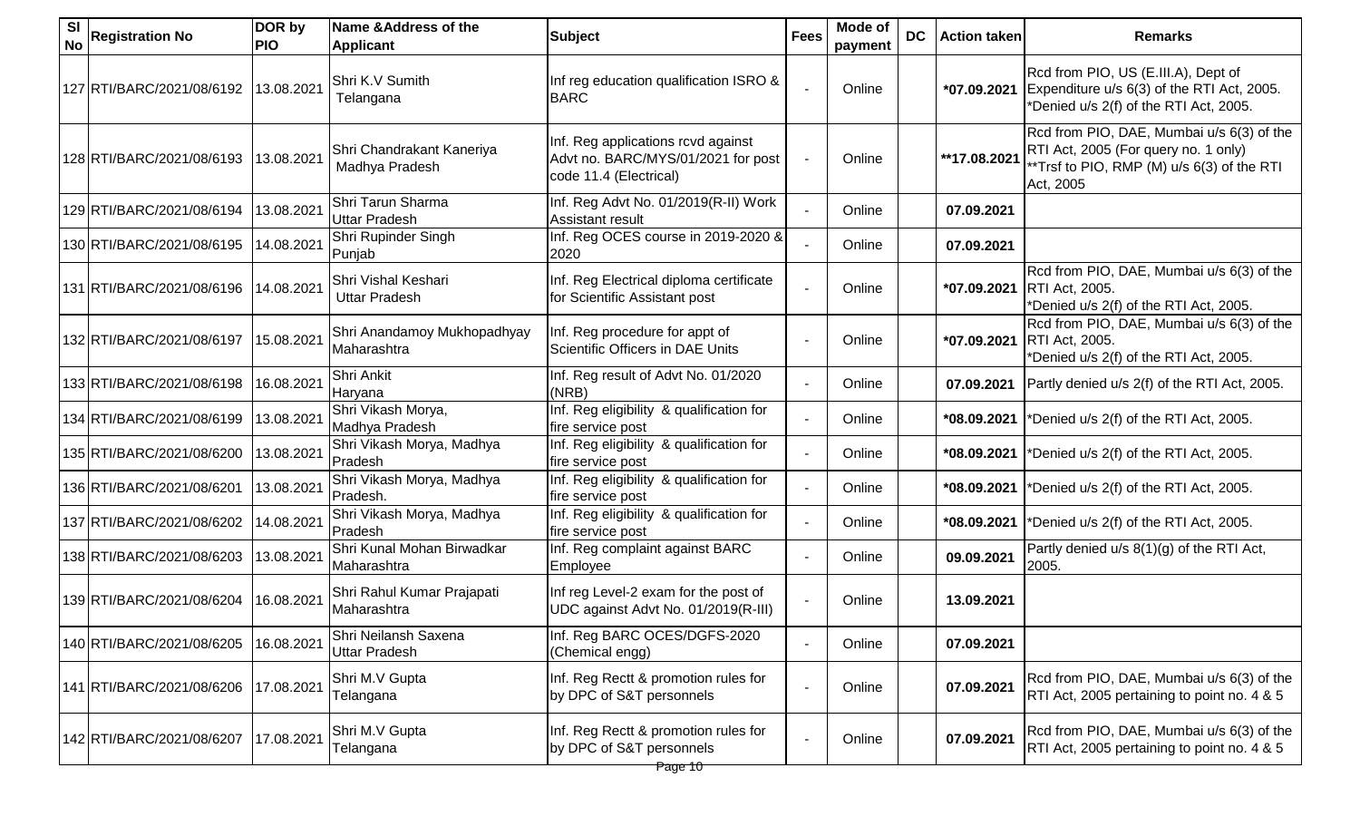| Sl No | Registration No | DOR by PIO | Name &Address of the Applicant | Subject | Fees | Mode of payment | DC | Action taken | Remarks |
|---|---|---|---|---|---|---|---|---|---|
| 127 | RTI/BARC/2021/08/6192 | 13.08.2021 | Shri K.V Sumith Telangana | Inf reg education qualification ISRO & BARC | - | Online | | *07.09.2021 | Rcd from PIO, US (E.III.A), Dept of Expenditure u/s 6(3) of the RTI Act, 2005. *Denied u/s 2(f) of the RTI Act, 2005. |
| 128 | RTI/BARC/2021/08/6193 | 13.08.2021 | Shri Chandrakant Kaneriya Madhya Pradesh | Inf. Reg applications rcvd against Advt no. BARC/MYS/01/2021 for post code 11.4 (Electrical) | - | Online | | **17.08.2021 | Rcd from PIO, DAE, Mumbai u/s 6(3) of the RTI Act, 2005 (For query no. 1 only) **Trsf to PIO, RMP (M) u/s 6(3) of the RTI Act, 2005 |
| 129 | RTI/BARC/2021/08/6194 | 13.08.2021 | Shri Tarun Sharma Uttar Pradesh | Inf. Reg Advt No. 01/2019(R-II) Work Assistant result | - | Online | | 07.09.2021 | |
| 130 | RTI/BARC/2021/08/6195 | 14.08.2021 | Shri Rupinder Singh Punjab | Inf. Reg OCES course in 2019-2020 & 2020 | - | Online | | 07.09.2021 | |
| 131 | RTI/BARC/2021/08/6196 | 14.08.2021 | Shri Vishal Keshari Uttar Pradesh | Inf. Reg Electrical diploma certificate for Scientific Assistant post | - | Online | | *07.09.2021 | Rcd from PIO, DAE, Mumbai u/s 6(3) of the RTI Act, 2005. *Denied u/s 2(f) of the RTI Act, 2005. |
| 132 | RTI/BARC/2021/08/6197 | 15.08.2021 | Shri Anandamoy Mukhopadhyay Maharashtra | Inf. Reg procedure for appt of Scientific Officers in DAE Units | - | Online | | *07.09.2021 | Rcd from PIO, DAE, Mumbai u/s 6(3) of the RTI Act, 2005. *Denied u/s 2(f) of the RTI Act, 2005. |
| 133 | RTI/BARC/2021/08/6198 | 16.08.2021 | Shri Ankit Haryana | Inf. Reg result of Advt No. 01/2020 (NRB) | - | Online | | 07.09.2021 | Partly denied u/s 2(f) of the RTI Act, 2005. |
| 134 | RTI/BARC/2021/08/6199 | 13.08.2021 | Shri Vikash Morya, Madhya Pradesh | Inf. Reg eligibility & qualification for fire service post | - | Online | | *08.09.2021 | *Denied u/s 2(f) of the RTI Act, 2005. |
| 135 | RTI/BARC/2021/08/6200 | 13.08.2021 | Shri Vikash Morya, Madhya Pradesh | Inf. Reg eligibility & qualification for fire service post | - | Online | | *08.09.2021 | *Denied u/s 2(f) of the RTI Act, 2005. |
| 136 | RTI/BARC/2021/08/6201 | 13.08.2021 | Shri Vikash Morya, Madhya Pradesh. | Inf. Reg eligibility & qualification for fire service post | - | Online | | *08.09.2021 | *Denied u/s 2(f) of the RTI Act, 2005. |
| 137 | RTI/BARC/2021/08/6202 | 14.08.2021 | Shri Vikash Morya, Madhya Pradesh | Inf. Reg eligibility & qualification for fire service post | - | Online | | *08.09.2021 | *Denied u/s 2(f) of the RTI Act, 2005. |
| 138 | RTI/BARC/2021/08/6203 | 13.08.2021 | Shri Kunal Mohan Birwadkar Maharashtra | Inf. Reg complaint against BARC Employee | - | Online | | 09.09.2021 | Partly denied u/s 8(1)(g) of the RTI Act, 2005. |
| 139 | RTI/BARC/2021/08/6204 | 16.08.2021 | Shri Rahul Kumar Prajapati Maharashtra | Inf reg Level-2 exam for the post of UDC against Advt No. 01/2019(R-III) | - | Online | | 13.09.2021 | |
| 140 | RTI/BARC/2021/08/6205 | 16.08.2021 | Shri Neilansh Saxena Uttar Pradesh | Inf. Reg BARC OCES/DGFS-2020 (Chemical engg) | - | Online | | 07.09.2021 | |
| 141 | RTI/BARC/2021/08/6206 | 17.08.2021 | Shri M.V Gupta Telangana | Inf. Reg Rectt & promotion rules for by DPC of S&T personnels | - | Online | | 07.09.2021 | Rcd from PIO, DAE, Mumbai u/s 6(3) of the RTI Act, 2005 pertaining to point no. 4 & 5 |
| 142 | RTI/BARC/2021/08/6207 | 17.08.2021 | Shri M.V Gupta Telangana | Inf. Reg Rectt & promotion rules for by DPC of S&T personnels | - | Online | | 07.09.2021 | Rcd from PIO, DAE, Mumbai u/s 6(3) of the RTI Act, 2005 pertaining to point no. 4 & 5 |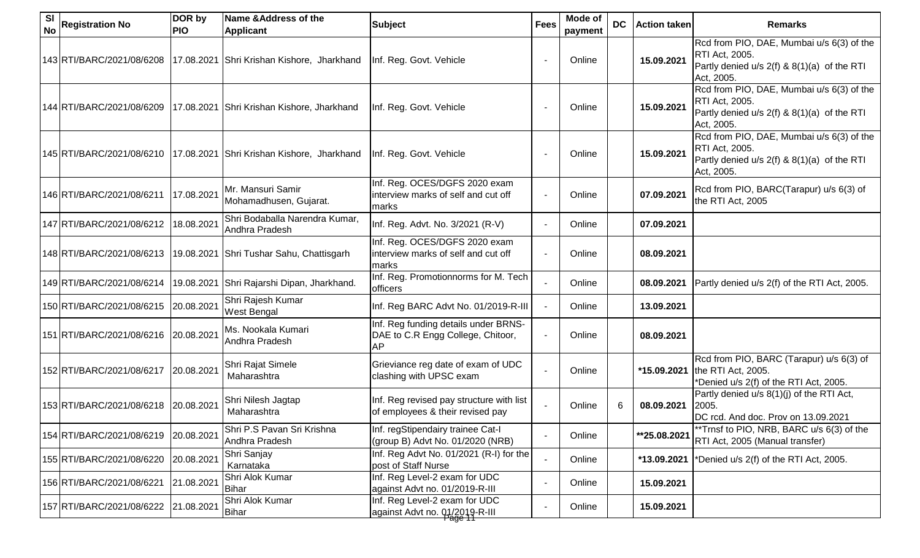| Sl No | Registration No | DOR by PIO | Name &Address of the Applicant | Subject | Fees | Mode of payment | DC | Action taken | Remarks |
|---|---|---|---|---|---|---|---|---|---|
| 143 | RTI/BARC/2021/08/6208 | 17.08.2021 | Shri Krishan Kishore, Jharkhand | Inf. Reg. Govt. Vehicle | - | Online | | **15.09.2021** | Rcd from PIO, DAE, Mumbai u/s 6(3) of the RTI Act, 2005. Partly denied u/s 2(f) & 8(1)(a) of the RTI Act, 2005. |
| 144 | RTI/BARC/2021/08/6209 | 17.08.2021 | Shri Krishan Kishore, Jharkhand | Inf. Reg. Govt. Vehicle | - | Online | | **15.09.2021** | Rcd from PIO, DAE, Mumbai u/s 6(3) of the RTI Act, 2005. Partly denied u/s 2(f) & 8(1)(a) of the RTI Act, 2005. |
| 145 | RTI/BARC/2021/08/6210 | 17.08.2021 | Shri Krishan Kishore, Jharkhand | Inf. Reg. Govt. Vehicle | - | Online | | **15.09.2021** | Rcd from PIO, DAE, Mumbai u/s 6(3) of the RTI Act, 2005. Partly denied u/s 2(f) & 8(1)(a) of the RTI Act, 2005. |
| 146 | RTI/BARC/2021/08/6211 | 17.08.2021 | Mr. Mansuri Samir Mohamadhusen, Gujarat. | Inf. Reg. OCES/DGFS 2020 exam interview marks of self and cut off marks | - | Online | | **07.09.2021** | Rcd from PIO, BARC(Tarapur) u/s 6(3) of the RTI Act, 2005 |
| 147 | RTI/BARC/2021/08/6212 | 18.08.2021 | Shri Bodaballa Narendra Kumar, Andhra Pradesh | Inf. Reg. Advt. No. 3/2021 (R-V) | - | Online | | **07.09.2021** | |
| 148 | RTI/BARC/2021/08/6213 | 19.08.2021 | Shri Tushar Sahu, Chattisgarh | Inf. Reg. OCES/DGFS 2020 exam interview marks of self and cut off marks | - | Online | | **08.09.2021** | |
| 149 | RTI/BARC/2021/08/6214 | 19.08.2021 | Shri Rajarshi Dipan, Jharkhand. | Inf. Reg. Promotionnorms for M. Tech officers | - | Online | | **08.09.2021** | Partly denied u/s 2(f) of the RTI Act, 2005. |
| 150 | RTI/BARC/2021/08/6215 | 20.08.2021 | Shri Rajesh Kumar West Bengal | Inf. Reg BARC Advt No. 01/2019-R-III | - | Online | | **13.09.2021** | |
| 151 | RTI/BARC/2021/08/6216 | 20.08.2021 | Ms. Nookala Kumari Andhra Pradesh | Inf. Reg funding details under BRNS-DAE to C.R Engg College, Chitoor, AP | - | Online | | **08.09.2021** | |
| 152 | RTI/BARC/2021/08/6217 | 20.08.2021 | Shri Rajat Simele Maharashtra | Grieviance reg date of exam of UDC clashing with UPSC exam | - | Online | | ***15.09.2021** | Rcd from PIO, BARC (Tarapur) u/s 6(3) of the RTI Act, 2005. *Denied u/s 2(f) of the RTI Act, 2005. |
| 153 | RTI/BARC/2021/08/6218 | 20.08.2021 | Shri Nilesh Jagtap Maharashtra | Inf. Reg revised pay structure with list of employees & their revised pay | - | Online | 6 | **08.09.2021** | Partly denied u/s 8(1)(j) of the RTI Act, 2005. DC rcd. And doc. Prov on 13.09.2021 |
| 154 | RTI/BARC/2021/08/6219 | 20.08.2021 | Shri P.S Pavan Sri Krishna Andhra Pradesh | Inf. regStipendairy trainee Cat-I (group B) Advt No. 01/2020 (NRB) | - | Online | | ****25.08.2021** | **Trnsf to PIO, NRB, BARC u/s 6(3) of the RTI Act, 2005 (Manual transfer) |
| 155 | RTI/BARC/2021/08/6220 | 20.08.2021 | Shri Sanjay Karnataka | Inf. Reg Advt No. 01/2021 (R-I) for the post of Staff Nurse | - | Online | | ***13.09.2021** | *Denied u/s 2(f) of the RTI Act, 2005. |
| 156 | RTI/BARC/2021/08/6221 | 21.08.2021 | Shri Alok Kumar Bihar | Inf. Reg Level-2 exam for UDC against Advt no. 01/2019-R-III | - | Online | | **15.09.2021** | |
| 157 | RTI/BARC/2021/08/6222 | 21.08.2021 | Shri Alok Kumar Bihar | Inf. Reg Level-2 exam for UDC against Advt no. 01/2019-R-III | - | Online | | **15.09.2021** | |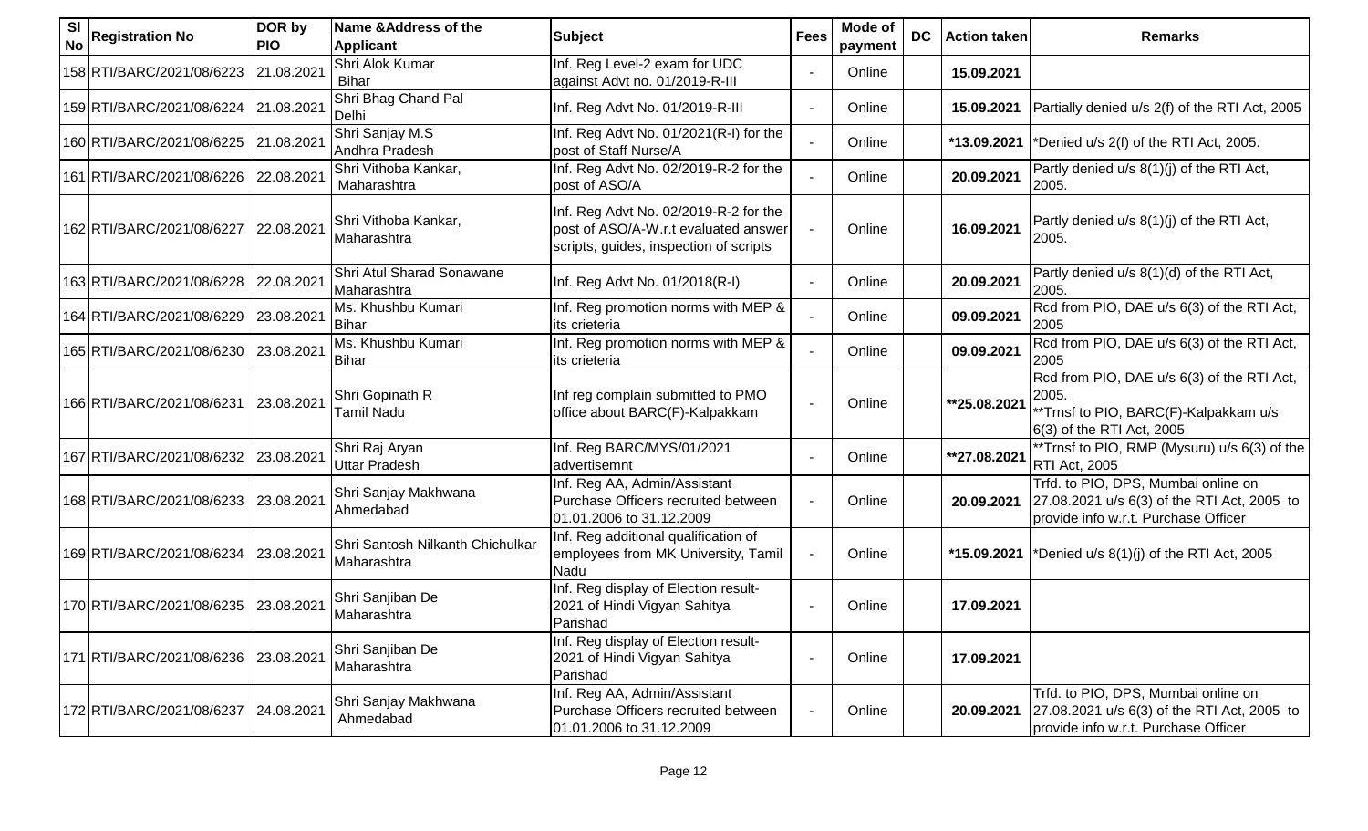| Sl No | Registration No | DOR by PIO | Name &Address of the Applicant | Subject | Fees | Mode of payment | DC | Action taken | Remarks |
|---|---|---|---|---|---|---|---|---|---|
| 158 | RTI/BARC/2021/08/6223 | 21.08.2021 | Shri Alok Kumar Bihar | Inf. Reg Level-2 exam for UDC against Advt no. 01/2019-R-III | - | Online | | **15.09.2021** | |
| 159 | RTI/BARC/2021/08/6224 | 21.08.2021 | Shri Bhag Chand Pal Delhi | Inf. Reg Advt No. 01/2019-R-III | - | Online | | **15.09.2021** | Partially denied u/s 2(f) of the RTI Act, 2005 |
| 160 | RTI/BARC/2021/08/6225 | 21.08.2021 | Shri Sanjay M.S Andhra Pradesh | Inf. Reg Advt No. 01/2021(R-I) for the post of Staff Nurse/A | - | Online | | ***13.09.2021** | *Denied u/s 2(f) of the RTI Act, 2005. |
| 161 | RTI/BARC/2021/08/6226 | 22.08.2021 | Shri Vithoba Kankar, Maharashtra | Inf. Reg Advt No. 02/2019-R-2 for the post of ASO/A | - | Online | | **20.09.2021** | Partly denied u/s 8(1)(j) of the RTI Act, 2005. |
| 162 | RTI/BARC/2021/08/6227 | 22.08.2021 | Shri Vithoba Kankar, Maharashtra | Inf. Reg Advt No. 02/2019-R-2 for the post of ASO/A-W.r.t evaluated answer scripts, guides, inspection of scripts | - | Online | | **16.09.2021** | Partly denied u/s 8(1)(j) of the RTI Act, 2005. |
| 163 | RTI/BARC/2021/08/6228 | 22.08.2021 | Shri Atul Sharad Sonawane Maharashtra | Inf. Reg Advt No. 01/2018(R-I) | - | Online | | **20.09.2021** | Partly denied u/s 8(1)(d) of the RTI Act, 2005. |
| 164 | RTI/BARC/2021/08/6229 | 23.08.2021 | Ms. Khushbu Kumari Bihar | Inf. Reg promotion norms with MEP & its crieteria | - | Online | | **09.09.2021** | Rcd from PIO, DAE u/s 6(3) of the RTI Act, 2005 |
| 165 | RTI/BARC/2021/08/6230 | 23.08.2021 | Ms. Khushbu Kumari Bihar | Inf. Reg promotion norms with MEP & its crieteria | - | Online | | **09.09.2021** | Rcd from PIO, DAE u/s 6(3) of the RTI Act, 2005 |
| 166 | RTI/BARC/2021/08/6231 | 23.08.2021 | Shri Gopinath R Tamil Nadu | Inf reg complain submitted to PMO office about BARC(F)-Kalpakkam | - | Online | | ****25.08.2021** | Rcd from PIO, DAE u/s 6(3) of the RTI Act, 2005. **Trnsf to PIO, BARC(F)-Kalpakkam u/s 6(3) of the RTI Act, 2005 |
| 167 | RTI/BARC/2021/08/6232 | 23.08.2021 | Shri Raj Aryan Uttar Pradesh | Inf. Reg BARC/MYS/01/2021 advertisemnt | - | Online | | ****27.08.2021** | **Trnsf to PIO, RMP (Mysuru) u/s 6(3) of the RTI Act, 2005 |
| 168 | RTI/BARC/2021/08/6233 | 23.08.2021 | Shri Sanjay Makhwana Ahmedabad | Inf. Reg AA, Admin/Assistant Purchase Officers recruited between 01.01.2006 to 31.12.2009 | - | Online | | **20.09.2021** | Trfd. to PIO, DPS, Mumbai online on 27.08.2021 u/s 6(3) of the RTI Act, 2005 to provide info w.r.t. Purchase Officer |
| 169 | RTI/BARC/2021/08/6234 | 23.08.2021 | Shri Santosh Nilkanth Chichulkar Maharashtra | Inf. Reg additional qualification of employees from MK University, Tamil Nadu | - | Online | | ***15.09.2021** | *Denied u/s 8(1)(j) of the RTI Act, 2005 |
| 170 | RTI/BARC/2021/08/6235 | 23.08.2021 | Shri Sanjiban De Maharashtra | Inf. Reg display of Election result-2021 of Hindi Vigyan Sahitya Parishad | - | Online | | **17.09.2021** | |
| 171 | RTI/BARC/2021/08/6236 | 23.08.2021 | Shri Sanjiban De Maharashtra | Inf. Reg display of Election result-2021 of Hindi Vigyan Sahitya Parishad | - | Online | | **17.09.2021** | |
| 172 | RTI/BARC/2021/08/6237 | 24.08.2021 | Shri Sanjay Makhwana Ahmedabad | Inf. Reg AA, Admin/Assistant Purchase Officers recruited between 01.01.2006 to 31.12.2009 | - | Online | | **20.09.2021** | Trfd. to PIO, DPS, Mumbai online on 27.08.2021 u/s 6(3) of the RTI Act, 2005 to provide info w.r.t. Purchase Officer |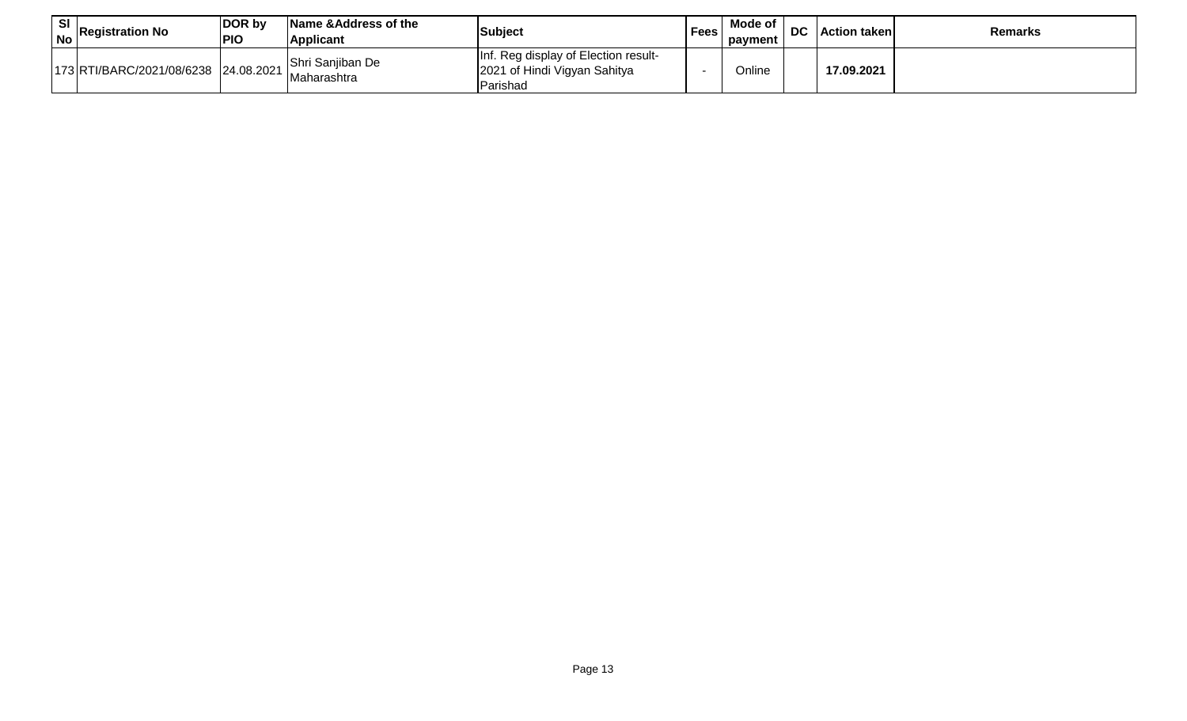| Sl No | Registration No | DOR by PIO | Name &Address of the Applicant | Subject | Fees | Mode of payment | DC | Action taken | Remarks |
|---|---|---|---|---|---|---|---|---|---|
| 173 | RTI/BARC/2021/08/6238 | 24.08.2021 | Shri Sanjiban De Maharashtra | Inf. Reg display of Election result-2021 of Hindi Vigyan Sahitya Parishad | - | Online | | **17.09.2021** | |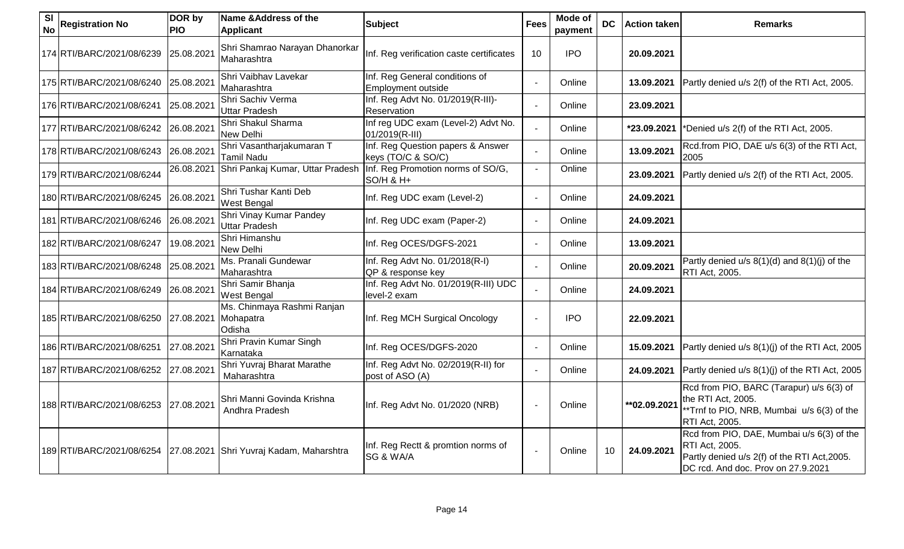| Sl No | Registration No | DOR by PIO | Name &Address of the Applicant | Subject | Fees | Mode of payment | DC | Action taken | Remarks |
|---|---|---|---|---|---|---|---|---|---|
| 174 | RTI/BARC/2021/08/6239 | 25.08.2021 | Shri Shamrao Narayan Dhanorkar Maharashtra | Inf. Reg verification caste certificates | 10 | IPO | | **20.09.2021** | |
| 175 | RTI/BARC/2021/08/6240 | 25.08.2021 | Shri Vaibhav Lavekar Maharashtra | Inf. Reg General conditions of Employment outside | - | Online | | **13.09.2021** | Partly denied u/s 2(f) of the RTI Act, 2005. |
| 176 | RTI/BARC/2021/08/6241 | 25.08.2021 | Shri Sachiv Verma Uttar Pradesh | Inf. Reg Advt No. 01/2019(R-III)-Reservation | - | Online | | **23.09.2021** | |
| 177 | RTI/BARC/2021/08/6242 | 26.08.2021 | Shri Shakul Sharma New Delhi | Inf reg UDC exam (Level-2) Advt No. 01/2019(R-III) | - | Online | | ***23.09.2021** | *Denied u/s 2(f) of the RTI Act, 2005. |
| 178 | RTI/BARC/2021/08/6243 | 26.08.2021 | Shri Vasantharjakumaran T Tamil Nadu | Inf. Reg Question papers & Answer keys (TO/C & SO/C) | - | Online | | **13.09.2021** | Rcd.from PIO, DAE u/s 6(3) of the RTI Act, 2005 |
| 179 | RTI/BARC/2021/08/6244 | 26.08.2021 | Shri Pankaj Kumar, Uttar Pradesh | Inf. Reg Promotion norms of SO/G, SO/H & H+ | - | Online | | **23.09.2021** | Partly denied u/s 2(f) of the RTI Act, 2005. |
| 180 | RTI/BARC/2021/08/6245 | 26.08.2021 | Shri Tushar Kanti Deb West Bengal | Inf. Reg UDC exam (Level-2) | - | Online | | **24.09.2021** | |
| 181 | RTI/BARC/2021/08/6246 | 26.08.2021 | Shri Vinay Kumar Pandey Uttar Pradesh | Inf. Reg UDC exam (Paper-2) | - | Online | | **24.09.2021** | |
| 182 | RTI/BARC/2021/08/6247 | 19.08.2021 | Shri Himanshu New Delhi | Inf. Reg OCES/DGFS-2021 | - | Online | | **13.09.2021** | |
| 183 | RTI/BARC/2021/08/6248 | 25.08.2021 | Ms. Pranali Gundewar Maharashtra | Inf. Reg Advt No. 01/2018(R-I) QP & response key | - | Online | | **20.09.2021** | Partly denied u/s 8(1)(d) and 8(1)(j) of the RTI Act, 2005. |
| 184 | RTI/BARC/2021/08/6249 | 26.08.2021 | Shri Samir Bhanja West Bengal | Inf. Reg Advt No. 01/2019(R-III) UDC level-2 exam | - | Online | | **24.09.2021** | |
| 185 | RTI/BARC/2021/08/6250 | 27.08.2021 | Ms. Chinmaya Rashmi Ranjan Mohapatra Odisha | Inf. Reg MCH Surgical Oncology | - | IPO | | **22.09.2021** | |
| 186 | RTI/BARC/2021/08/6251 | 27.08.2021 | Shri Pravin Kumar Singh Karnataka | Inf. Reg OCES/DGFS-2020 | - | Online | | **15.09.2021** | Partly denied u/s 8(1)(j) of the RTI Act, 2005 |
| 187 | RTI/BARC/2021/08/6252 | 27.08.2021 | Shri Yuvraj Bharat Marathe Maharashtra | Inf. Reg Advt No. 02/2019(R-II) for post of ASO (A) | - | Online | | **24.09.2021** | Partly denied u/s 8(1)(j) of the RTI Act, 2005 |
| 188 | RTI/BARC/2021/08/6253 | 27.08.2021 | Shri Manni Govinda Krishna Andhra Pradesh | Inf. Reg Advt No. 01/2020 (NRB) | - | Online | | ****02.09.2021** | Rcd from PIO, BARC (Tarapur) u/s 6(3) of the RTI Act, 2005. **Trnf to PIO, NRB, Mumbai u/s 6(3) of the RTI Act, 2005. |
| 189 | RTI/BARC/2021/08/6254 | 27.08.2021 | Shri Yuvraj Kadam, Maharshtra | Inf. Reg Rectt & promtion norms of SG & WA/A | - | Online | 10 | **24.09.2021** | Rcd from PIO, DAE, Mumbai u/s 6(3) of the RTI Act, 2005. Partly denied u/s 2(f) of the RTI Act,2005. DC rcd. And doc. Prov on 27.9.2021 |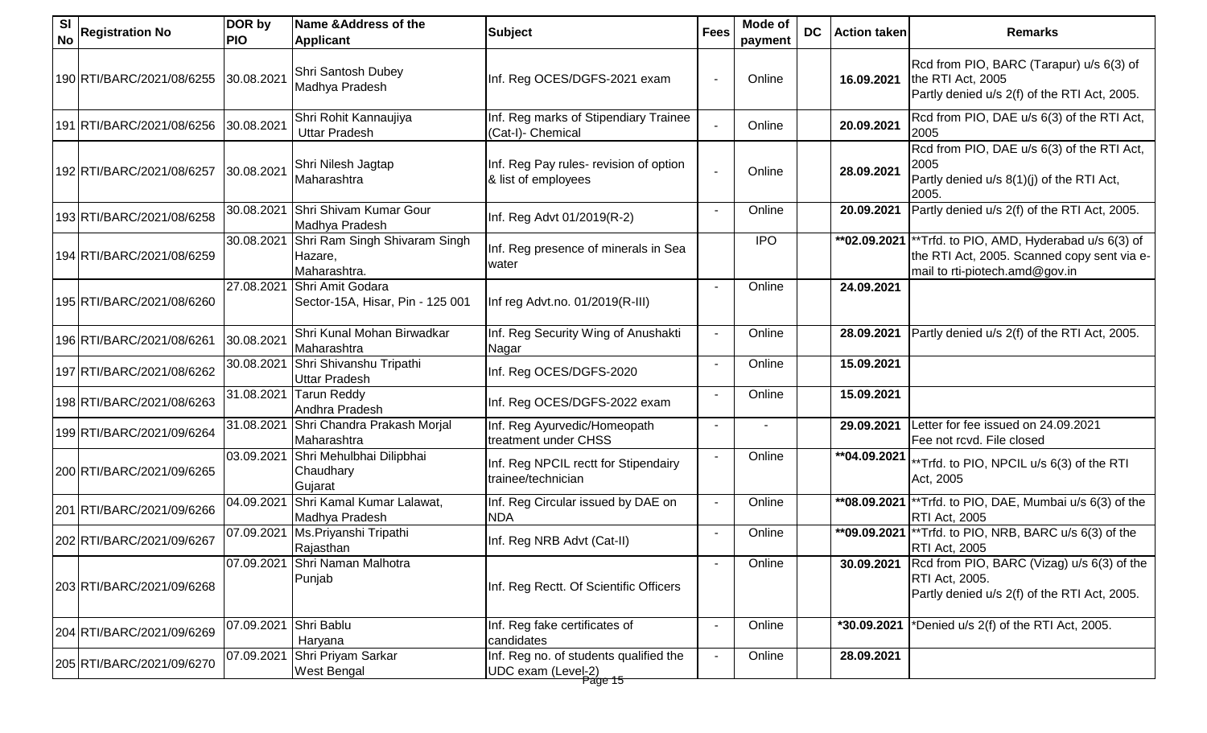| Sl No | Registration No | DOR by PIO | Name &Address of the Applicant | Subject | Fees | Mode of payment | DC | Action taken | Remarks |
|---|---|---|---|---|---|---|---|---|---|
| 190 | RTI/BARC/2021/08/6255 | 30.08.2021 | Shri Santosh Dubey<br>Madhya Pradesh | Inf. Reg OCES/DGFS-2021 exam | - | Online | | 16.09.2021 | Rcd from PIO, BARC (Tarapur) u/s 6(3) of the RTI Act, 2005<br>Partly denied u/s 2(f) of the RTI Act, 2005. |
| 191 | RTI/BARC/2021/08/6256 | 30.08.2021 | Shri Rohit Kannaujiya<br>Uttar Pradesh | Inf. Reg marks of Stipendiary Trainee (Cat-I)- Chemical | - | Online | | 20.09.2021 | Rcd from PIO, DAE u/s 6(3) of the RTI Act, 2005 |
| 192 | RTI/BARC/2021/08/6257 | 30.08.2021 | Shri Nilesh Jagtap<br>Maharashtra | Inf. Reg Pay rules- revision of option & list of employees | - | Online | | 28.09.2021 | Rcd from PIO, DAE u/s 6(3) of the RTI Act, 2005<br>Partly denied u/s 8(1)(j) of the RTI Act, 2005. |
| 193 | RTI/BARC/2021/08/6258 | 30.08.2021 | Shri Shivam Kumar Gour<br>Madhya Pradesh | Inf. Reg Advt 01/2019(R-2) | - | Online | | 20.09.2021 | Partly denied u/s 2(f) of the RTI Act, 2005. |
| 194 | RTI/BARC/2021/08/6259 | 30.08.2021 | Shri Ram Singh Shivaram Singh Hazare,<br>Maharashtra. | Inf. Reg presence of minerals in Sea water | | IPO | | **02.09.2021 | **Trfd. to PIO, AMD, Hyderabad u/s 6(3) of the RTI Act, 2005. Scanned copy sent via e-mail to rti-piotech.amd@gov.in |
| 195 | RTI/BARC/2021/08/6260 | 27.08.2021 | Shri Amit Godara<br>Sector-15A, Hisar, Pin - 125 001 | Inf reg Advt.no. 01/2019(R-III) | - | Online | | 24.09.2021 | |
| 196 | RTI/BARC/2021/08/6261 | 30.08.2021 | Shri Kunal Mohan Birwadkar<br>Maharashtra | Inf. Reg Security Wing of Anushakti Nagar | - | Online | | 28.09.2021 | Partly denied u/s 2(f) of the RTI Act, 2005. |
| 197 | RTI/BARC/2021/08/6262 | 30.08.2021 | Shri Shivanshu Tripathi<br>Uttar Pradesh | Inf. Reg OCES/DGFS-2020 | - | Online | | 15.09.2021 | |
| 198 | RTI/BARC/2021/08/6263 | 31.08.2021 | Tarun Reddy<br>Andhra Pradesh | Inf. Reg OCES/DGFS-2022 exam | - | Online | | 15.09.2021 | |
| 199 | RTI/BARC/2021/09/6264 | 31.08.2021 | Shri Chandra Prakash Morjal<br>Maharashtra | Inf. Reg Ayurvedic/Homeopath treatment under CHSS | - | - | | 29.09.2021 | Letter for fee issued on 24.09.2021<br>Fee not rcvd. File closed |
| 200 | RTI/BARC/2021/09/6265 | 03.09.2021 | Shri Mehulbhai Dilipbhai Chaudhary<br>Gujarat | Inf. Reg NPCIL rectt for Stipendairy trainee/technician | - | Online | | **04.09.2021 | **Trfd. to PIO, NPCIL u/s 6(3) of the RTI Act, 2005 |
| 201 | RTI/BARC/2021/09/6266 | 04.09.2021 | Shri Kamal Kumar Lalawat,<br>Madhya Pradesh | Inf. Reg Circular issued by DAE on NDA | - | Online | | **08.09.2021 | **Trfd. to PIO, DAE, Mumbai u/s 6(3) of the RTI Act, 2005 |
| 202 | RTI/BARC/2021/09/6267 | 07.09.2021 | Ms.Priyanshi Tripathi<br>Rajasthan | Inf. Reg NRB Advt (Cat-II) | - | Online | | **09.09.2021 | **Trfd. to PIO, NRB, BARC u/s 6(3) of the RTI Act, 2005 |
| 203 | RTI/BARC/2021/09/6268 | 07.09.2021 | Shri Naman Malhotra<br>Punjab | Inf. Reg Rectt. Of Scientific Officers | - | Online | | 30.09.2021 | Rcd from PIO, BARC (Vizag) u/s 6(3) of the RTI Act, 2005.<br>Partly denied u/s 2(f) of the RTI Act, 2005. |
| 204 | RTI/BARC/2021/09/6269 | 07.09.2021 | Shri Bablu<br>Haryana | Inf. Reg fake certificates of candidates | - | Online | | *30.09.2021 | *Denied u/s 2(f) of the RTI Act, 2005. |
| 205 | RTI/BARC/2021/09/6270 | 07.09.2021 | Shri Priyam Sarkar<br>West Bengal | Inf. Reg no. of students qualified the UDC exam (Level-2) | - | Online | | 28.09.2021 | |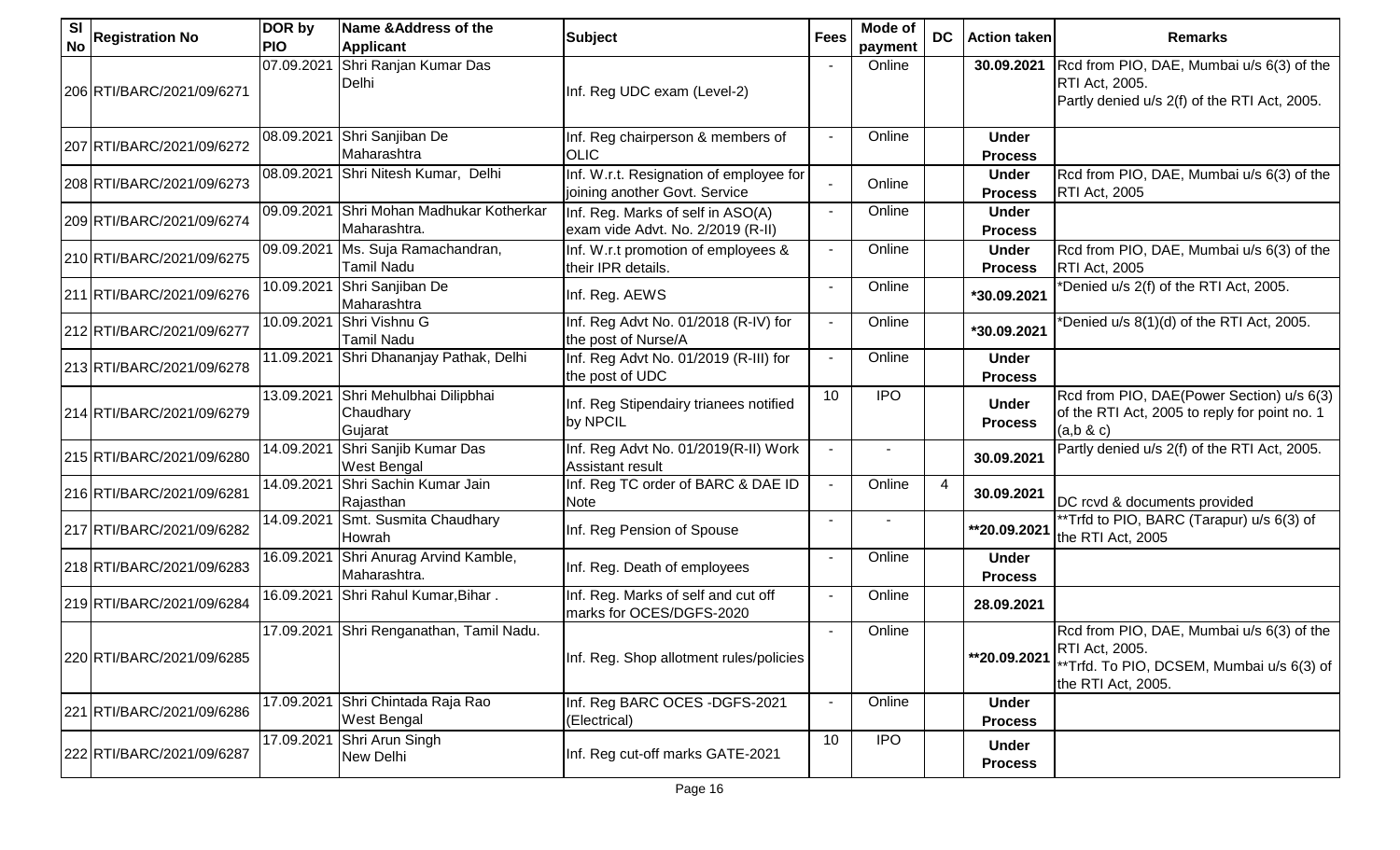| Sl No | Registration No | DOR by PIO | Name &Address of the Applicant | Subject | Fees | Mode of payment | DC | Action taken | Remarks |
|---|---|---|---|---|---|---|---|---|---|
| 206 | RTI/BARC/2021/09/6271 | 07.09.2021 | Shri Ranjan Kumar Das Delhi | Inf. Reg UDC exam (Level-2) | - | Online | | **30.09.2021** | Rcd from PIO, DAE, Mumbai u/s 6(3) of the RTI Act, 2005. Partly denied u/s 2(f) of the RTI Act, 2005. |
| 207 | RTI/BARC/2021/09/6272 | 08.09.2021 | Shri Sanjiban De Maharashtra | Inf. Reg chairperson & members of OLIC | - | Online | | **Under Process** | |
| 208 | RTI/BARC/2021/09/6273 | 08.09.2021 | Shri Nitesh Kumar, Delhi | Inf. W.r.t. Resignation of employee for joining another Govt. Service | - | Online | | **Under Process** | Rcd from PIO, DAE, Mumbai u/s 6(3) of the RTI Act, 2005 |
| 209 | RTI/BARC/2021/09/6274 | 09.09.2021 | Shri Mohan Madhukar Kotherkar Maharashtra. | Inf. Reg. Marks of self in ASO(A) exam vide Advt. No. 2/2019 (R-II) | - | Online | | **Under Process** | |
| 210 | RTI/BARC/2021/09/6275 | 09.09.2021 | Ms. Suja Ramachandran, Tamil Nadu | Inf. W.r.t promotion of employees & their IPR details. | - | Online | | **Under Process** | Rcd from PIO, DAE, Mumbai u/s 6(3) of the RTI Act, 2005 |
| 211 | RTI/BARC/2021/09/6276 | 10.09.2021 | Shri Sanjiban De Maharashtra | Inf. Reg. AEWS | - | Online | | ***30.09.2021** | *Denied u/s 2(f) of the RTI Act, 2005. |
| 212 | RTI/BARC/2021/09/6277 | 10.09.2021 | Shri Vishnu G Tamil Nadu | Inf. Reg Advt No. 01/2018 (R-IV) for the post of Nurse/A | - | Online | | ***30.09.2021** | *Denied u/s 8(1)(d) of the RTI Act, 2005. |
| 213 | RTI/BARC/2021/09/6278 | 11.09.2021 | Shri Dhananjay Pathak, Delhi | Inf. Reg Advt No. 01/2019 (R-III) for the post of UDC | - | Online | | **Under Process** | |
| 214 | RTI/BARC/2021/09/6279 | 13.09.2021 | Shri Mehulbhai Dilipbhai Chaudhary Gujarat | Inf. Reg Stipendairy trianees notified by NPCIL | 10 | IPO | | **Under Process** | Rcd from PIO, DAE(Power Section) u/s 6(3) of the RTI Act, 2005 to reply for point no. 1 (a,b & c) |
| 215 | RTI/BARC/2021/09/6280 | 14.09.2021 | Shri Sanjib Kumar Das West Bengal | Inf. Reg Advt No. 01/2019(R-II) Work Assistant result | - | - | | **30.09.2021** | Partly denied u/s 2(f) of the RTI Act, 2005. |
| 216 | RTI/BARC/2021/09/6281 | 14.09.2021 | Shri Sachin Kumar Jain Rajasthan | Inf. Reg TC order of BARC & DAE ID Note | - | Online | 4 | **30.09.2021** | DC rcvd & documents provided |
| 217 | RTI/BARC/2021/09/6282 | 14.09.2021 | Smt. Susmita Chaudhary Howrah | Inf. Reg Pension of Spouse | - | - | | ****20.09.2021** | **Trfd to PIO, BARC (Tarapur) u/s 6(3) of the RTI Act, 2005 |
| 218 | RTI/BARC/2021/09/6283 | 16.09.2021 | Shri Anurag Arvind Kamble, Maharashtra. | Inf. Reg. Death of employees | - | Online | | **Under Process** | |
| 219 | RTI/BARC/2021/09/6284 | 16.09.2021 | Shri Rahul Kumar,Bihar . | Inf. Reg. Marks of self and cut off marks for OCES/DGFS-2020 | - | Online | | **28.09.2021** | |
| 220 | RTI/BARC/2021/09/6285 | 17.09.2021 | Shri Renganathan, Tamil Nadu. | Inf. Reg. Shop allotment rules/policies | - | Online | | ****20.09.2021** | Rcd from PIO, DAE, Mumbai u/s 6(3) of the RTI Act, 2005. **Trfd. To PIO, DCSEM, Mumbai u/s 6(3) of the RTI Act, 2005. |
| 221 | RTI/BARC/2021/09/6286 | 17.09.2021 | Shri Chintada Raja Rao West Bengal | Inf. Reg BARC OCES -DGFS-2021 (Electrical) | - | Online | | **Under Process** | |
| 222 | RTI/BARC/2021/09/6287 | 17.09.2021 | Shri Arun Singh New Delhi | Inf. Reg cut-off marks GATE-2021 | 10 | IPO | | **Under Process** | |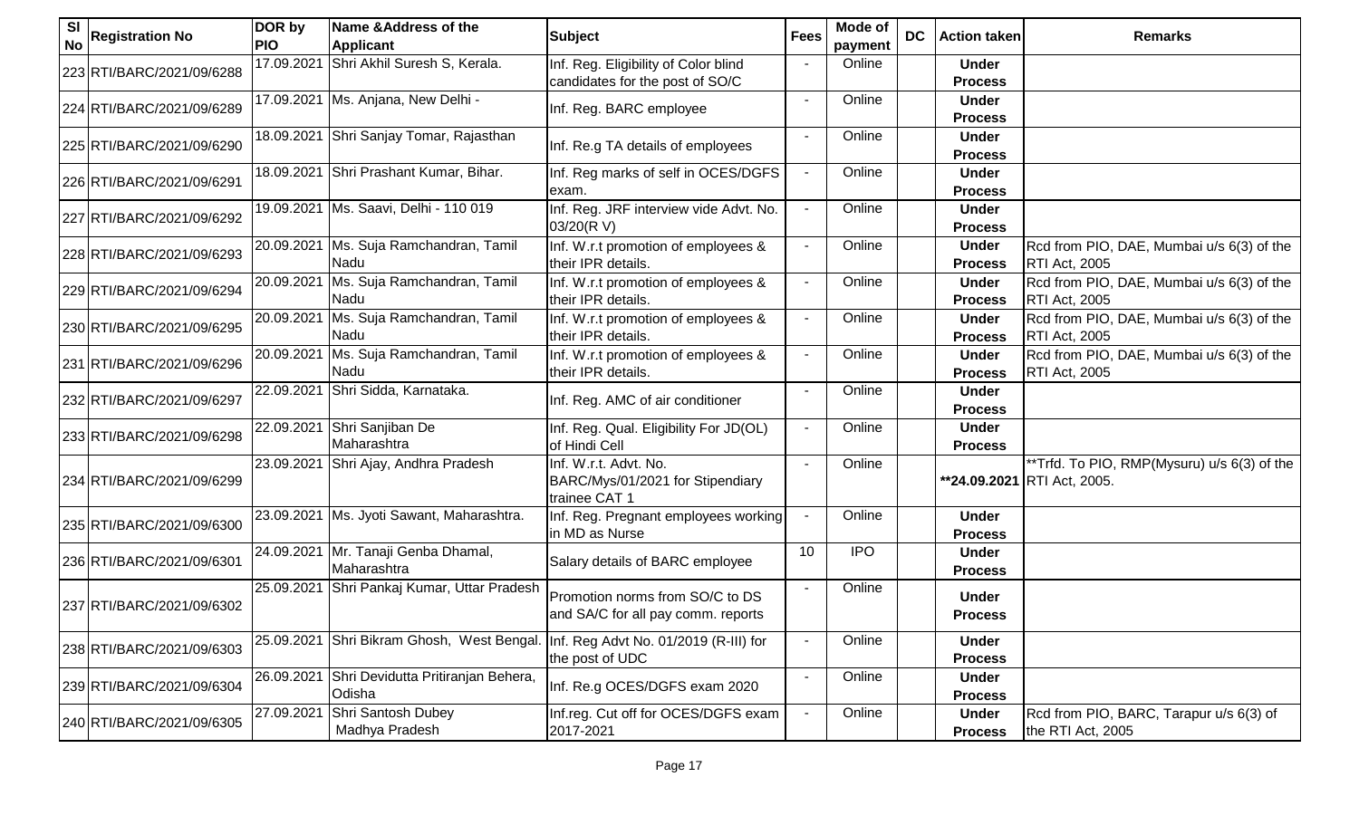| Sl No | Registration No | DOR by PIO | Name &Address of the Applicant | Subject | Fees | Mode of payment | DC | Action taken | Remarks |
|---|---|---|---|---|---|---|---|---|---|
| 223 | RTI/BARC/2021/09/6288 | 17.09.2021 | Shri Akhil Suresh S, Kerala. | Inf. Reg. Eligibility of Color blind candidates for the post of SO/C | - | Online | | Under Process | |
| 224 | RTI/BARC/2021/09/6289 | 17.09.2021 | Ms. Anjana, New Delhi - | Inf. Reg. BARC employee | - | Online | | Under Process | |
| 225 | RTI/BARC/2021/09/6290 | 18.09.2021 | Shri Sanjay Tomar, Rajasthan | Inf. Re.g TA details of employees | - | Online | | Under Process | |
| 226 | RTI/BARC/2021/09/6291 | 18.09.2021 | Shri Prashant Kumar, Bihar. | Inf. Reg marks of self in OCES/DGFS exam. | - | Online | | Under Process | |
| 227 | RTI/BARC/2021/09/6292 | 19.09.2021 | Ms. Saavi, Delhi - 110 019 | Inf. Reg. JRF interview vide Advt. No. 03/20(R V) | - | Online | | Under Process | |
| 228 | RTI/BARC/2021/09/6293 | 20.09.2021 | Ms. Suja Ramchandran, Tamil Nadu | Inf. W.r.t promotion of employees & their IPR details. | - | Online | | Under Process | Rcd from PIO, DAE, Mumbai u/s 6(3) of the RTI Act, 2005 |
| 229 | RTI/BARC/2021/09/6294 | 20.09.2021 | Ms. Suja Ramchandran, Tamil Nadu | Inf. W.r.t promotion of employees & their IPR details. | - | Online | | Under Process | Rcd from PIO, DAE, Mumbai u/s 6(3) of the RTI Act, 2005 |
| 230 | RTI/BARC/2021/09/6295 | 20.09.2021 | Ms. Suja Ramchandran, Tamil Nadu | Inf. W.r.t promotion of employees & their IPR details. | - | Online | | Under Process | Rcd from PIO, DAE, Mumbai u/s 6(3) of the RTI Act, 2005 |
| 231 | RTI/BARC/2021/09/6296 | 20.09.2021 | Ms. Suja Ramchandran, Tamil Nadu | Inf. W.r.t promotion of employees & their IPR details. | - | Online | | Under Process | Rcd from PIO, DAE, Mumbai u/s 6(3) of the RTI Act, 2005 |
| 232 | RTI/BARC/2021/09/6297 | 22.09.2021 | Shri Sidda, Karnataka. | Inf. Reg. AMC of air conditioner | - | Online | | Under Process | |
| 233 | RTI/BARC/2021/09/6298 | 22.09.2021 | Shri Sanjiban De Maharashtra | Inf. Reg. Qual. Eligibility For JD(OL) of Hindi Cell | - | Online | | Under Process | |
| 234 | RTI/BARC/2021/09/6299 | 23.09.2021 | Shri Ajay, Andhra Pradesh | Inf. W.r.t. Advt. No. BARC/Mys/01/2021 for Stipendiary trainee CAT 1 | - | Online | | **24.09.2021 | **Trfd. To PIO, RMP(Mysuru) u/s 6(3) of the RTI Act, 2005. |
| 235 | RTI/BARC/2021/09/6300 | 23.09.2021 | Ms. Jyoti Sawant, Maharashtra. | Inf. Reg. Pregnant employees working in MD as Nurse | - | Online | | Under Process | |
| 236 | RTI/BARC/2021/09/6301 | 24.09.2021 | Mr. Tanaji Genba Dhamal, Maharashtra | Salary details of BARC employee | 10 | IPO | | Under Process | |
| 237 | RTI/BARC/2021/09/6302 | 25.09.2021 | Shri Pankaj Kumar, Uttar Pradesh | Promotion norms from SO/C to DS and SA/C for all pay comm. reports | - | Online | | Under Process | |
| 238 | RTI/BARC/2021/09/6303 | 25.09.2021 | Shri Bikram Ghosh, West Bengal. | Inf. Reg Advt No. 01/2019 (R-III) for the post of UDC | - | Online | | Under Process | |
| 239 | RTI/BARC/2021/09/6304 | 26.09.2021 | Shri Devidutta Pritiranjan Behera, Odisha | Inf. Re.g OCES/DGFS exam 2020 | - | Online | | Under Process | |
| 240 | RTI/BARC/2021/09/6305 | 27.09.2021 | Shri Santosh Dubey Madhya Pradesh | Inf.reg. Cut off for OCES/DGFS exam 2017-2021 | - | Online | | Under Process | Rcd from PIO, BARC, Tarapur u/s 6(3) of the RTI Act, 2005 |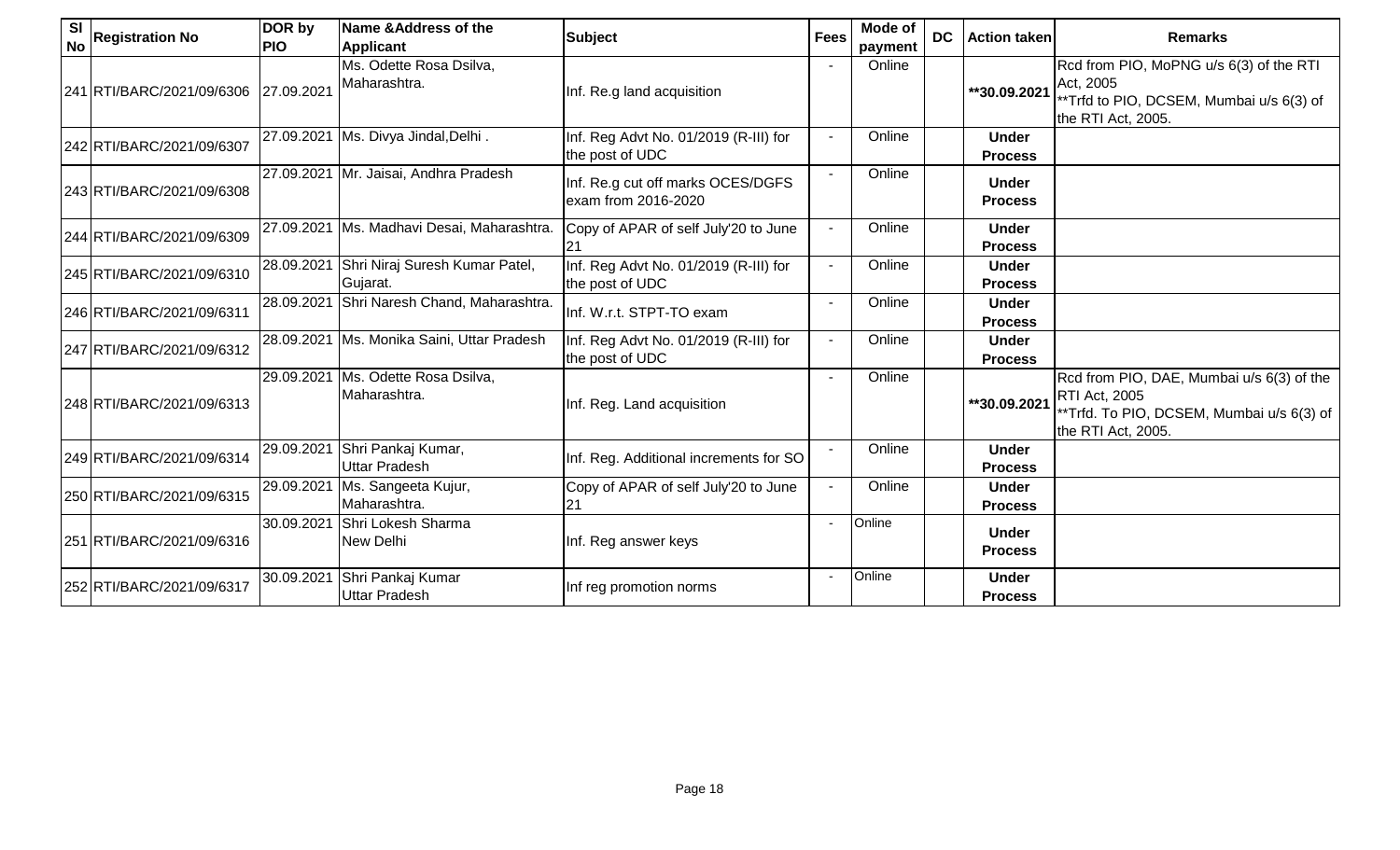| Sl No | Registration No | DOR by PIO | Name &Address of the Applicant | Subject | Fees | Mode of payment | DC | Action taken | Remarks |
|---|---|---|---|---|---|---|---|---|---|
| 241 | RTI/BARC/2021/09/6306 | 27.09.2021 | Ms. Odette Rosa Dsilva, Maharashtra. | Inf. Re.g land acquisition | - | Online | | **30.09.2021 | Rcd from PIO, MoPNG u/s 6(3) of the RTI Act, 2005 **Trfd to PIO, DCSEM, Mumbai u/s 6(3) of the RTI Act, 2005. |
| 242 | RTI/BARC/2021/09/6307 | 27.09.2021 | Ms. Divya Jindal,Delhi . | Inf. Reg Advt No. 01/2019 (R-III) for the post of UDC | - | Online | | **Under Process** | |
| 243 | RTI/BARC/2021/09/6308 | 27.09.2021 | Mr. Jaisai, Andhra Pradesh | Inf. Re.g cut off marks OCES/DGFS exam from 2016-2020 | - | Online | | **Under Process** | |
| 244 | RTI/BARC/2021/09/6309 | 27.09.2021 | Ms. Madhavi Desai, Maharashtra. | Copy of APAR of self July'20 to June 21 | - | Online | | **Under Process** | |
| 245 | RTI/BARC/2021/09/6310 | 28.09.2021 | Shri Niraj Suresh Kumar Patel, Gujarat. | Inf. Reg Advt No. 01/2019 (R-III) for the post of UDC | - | Online | | **Under Process** | |
| 246 | RTI/BARC/2021/09/6311 | 28.09.2021 | Shri Naresh Chand, Maharashtra. | Inf. W.r.t. STPT-TO exam | - | Online | | **Under Process** | |
| 247 | RTI/BARC/2021/09/6312 | 28.09.2021 | Ms. Monika Saini, Uttar Pradesh | Inf. Reg Advt No. 01/2019 (R-III) for the post of UDC | - | Online | | **Under Process** | |
| 248 | RTI/BARC/2021/09/6313 | 29.09.2021 | Ms. Odette Rosa Dsilva, Maharashtra. | Inf. Reg. Land acquisition | - | Online | | **30.09.2021 | Rcd from PIO, DAE, Mumbai u/s 6(3) of the RTI Act, 2005 **Trfd. To PIO, DCSEM, Mumbai u/s 6(3) of the RTI Act, 2005. |
| 249 | RTI/BARC/2021/09/6314 | 29.09.2021 | Shri Pankaj Kumar, Uttar Pradesh | Inf. Reg. Additional increments for SO | - | Online | | **Under Process** | |
| 250 | RTI/BARC/2021/09/6315 | 29.09.2021 | Ms. Sangeeta Kujur, Maharashtra. | Copy of APAR of self July'20 to June 21 | - | Online | | **Under Process** | |
| 251 | RTI/BARC/2021/09/6316 | 30.09.2021 | Shri Lokesh Sharma New Delhi | Inf. Reg answer keys | - | Online | | **Under Process** | |
| 252 | RTI/BARC/2021/09/6317 | 30.09.2021 | Shri Pankaj Kumar Uttar Pradesh | Inf reg promotion norms | - | Online | | **Under Process** | |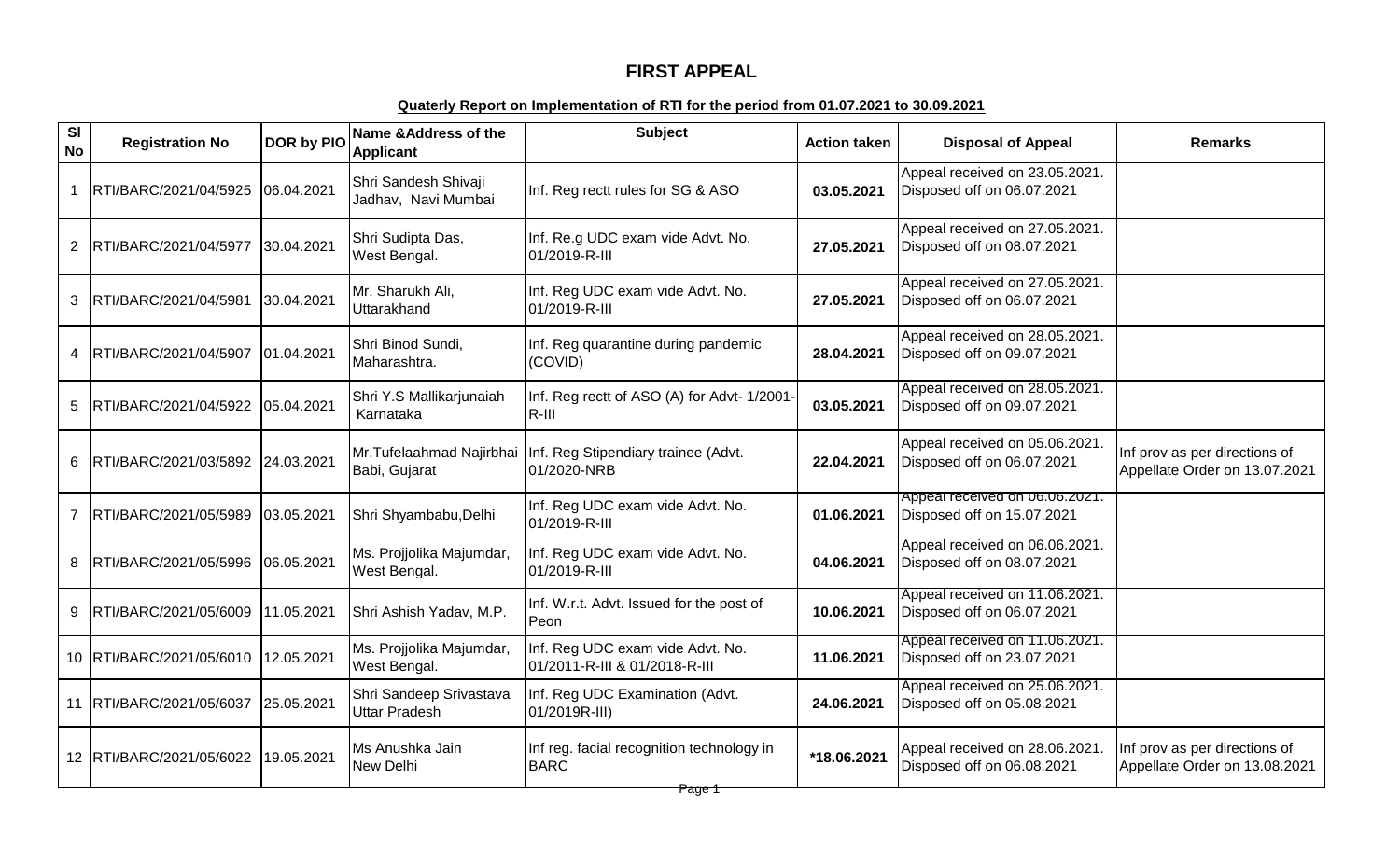# FIRST APPEAL

**Quaterly Report on Implementation of RTI for the period from 01.07.2021 to 30.09.2021**

| Sl No | Registration No | DOR by PIO | Name &Address of the Applicant | Subject | Action taken | Disposal of Appeal | Remarks |
|---|---|---|---|---|---|---|---|
| 1 | RTI/BARC/2021/04/5925 | 06.04.2021 | Shri Sandesh Shivaji Jadhav, Navi Mumbai | Inf. Reg rectt rules for SG & ASO | **03.05.2021** | Appeal received on 23.05.2021. Disposed off on 06.07.2021 | |
| 2 | RTI/BARC/2021/04/5977 | 30.04.2021 | Shri Sudipta Das, West Bengal. | Inf. Re.g UDC exam vide Advt. No. 01/2019-R-III | **27.05.2021** | Appeal received on 27.05.2021. Disposed off on 08.07.2021 | |
| 3 | RTI/BARC/2021/04/5981 | 30.04.2021 | Mr. Sharukh Ali, Uttarakhand | Inf. Reg UDC exam vide Advt. No. 01/2019-R-III | **27.05.2021** | Appeal received on 27.05.2021. Disposed off on 06.07.2021 | |
| 4 | RTI/BARC/2021/04/5907 | 01.04.2021 | Shri Binod Sundi, Maharashtra. | Inf. Reg quarantine during pandemic (COVID) | **28.04.2021** | Appeal received on 28.05.2021. Disposed off on 09.07.2021 | |
| 5 | RTI/BARC/2021/04/5922 | 05.04.2021 | Shri Y.S Mallikarjunaiah Karnataka | Inf. Reg rectt of ASO (A) for Advt- 1/2001-R-III | **03.05.2021** | Appeal received on 28.05.2021. Disposed off on 09.07.2021 | |
| 6 | RTI/BARC/2021/03/5892 | 24.03.2021 | Mr.Tufelaahmad Najirbhai Babi, Gujarat | Inf. Reg Stipendiary trainee (Advt. 01/2020-NRB | **22.04.2021** | Appeal received on 05.06.2021. Disposed off on 06.07.2021 | Inf prov as per directions of Appellate Order on 13.07.2021 |
| 7 | RTI/BARC/2021/05/5989 | 03.05.2021 | Shri Shyambabu,Delhi | Inf. Reg UDC exam vide Advt. No. 01/2019-R-III | **01.06.2021** | Appeal received on 06.06.2021. Disposed off on 15.07.2021 | |
| 8 | RTI/BARC/2021/05/5996 | 06.05.2021 | Ms. Projjolika Majumdar, West Bengal. | Inf. Reg UDC exam vide Advt. No. 01/2019-R-III | **04.06.2021** | Appeal received on 06.06.2021. Disposed off on 08.07.2021 | |
| 9 | RTI/BARC/2021/05/6009 | 11.05.2021 | Shri Ashish Yadav, M.P. | Inf. W.r.t. Advt. Issued for the post of Peon | **10.06.2021** | Appeal received on 11.06.2021. Disposed off on 06.07.2021 | |
| 10 | RTI/BARC/2021/05/6010 | 12.05.2021 | Ms. Projjolika Majumdar, West Bengal. | Inf. Reg UDC exam vide Advt. No. 01/2011-R-III & 01/2018-R-III | **11.06.2021** | Appeal received on 11.06.2021. Disposed off on 23.07.2021 | |
| 11 | RTI/BARC/2021/05/6037 | 25.05.2021 | Shri Sandeep Srivastava Uttar Pradesh | Inf. Reg UDC Examination (Advt. 01/2019R-III) | **24.06.2021** | Appeal received on 25.06.2021. Disposed off on 05.08.2021 | |
| 12 | RTI/BARC/2021/05/6022 | 19.05.2021 | Ms Anushka Jain New Delhi | Inf reg. facial recognition technology in BARC | **\*18.06.2021** | Appeal received on 28.06.2021. Disposed off on 06.08.2021 | Inf prov as per directions of Appellate Order on 13.08.2021 |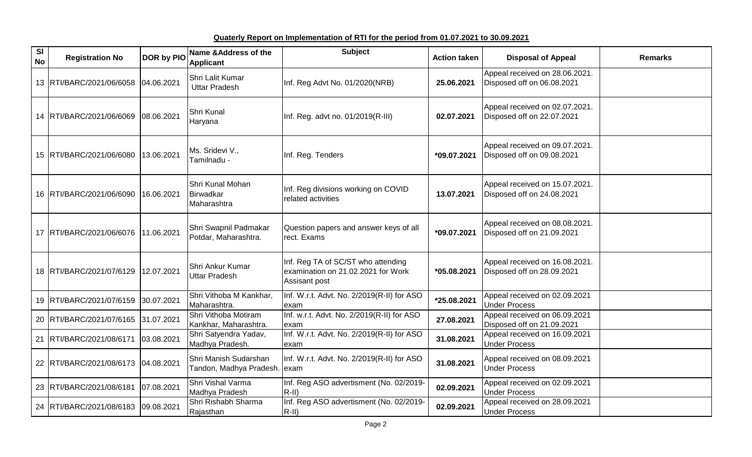**Quaterly Report on Implementation of RTI for the period from 01.07.2021 to 30.09.2021**

| Sl No | Registration No | DOR by PIO | Name &Address of the Applicant | Subject | Action taken | Disposal of Appeal | Remarks |
|---|---|---|---|---|---|---|---|
| 13 | RTI/BARC/2021/06/6058 | 04.06.2021 | Shri Lalit Kumar Uttar Pradesh | Inf. Reg Advt No. 01/2020(NRB) | **25.06.2021** | Appeal received on 28.06.2021. Disposed off on 06.08.2021 | |
| 14 | RTI/BARC/2021/06/6069 | 08.06.2021 | Shri Kunal Haryana | Inf. Reg. advt no. 01/2019(R-III) | **02.07.2021** | Appeal received on 02.07.2021. Disposed off on 22.07.2021 | |
| 15 | RTI/BARC/2021/06/6080 | 13.06.2021 | Ms. Sridevi V., Tamilnadu - | Inf. Reg. Tenders | ***09.07.2021** | Appeal received on 09.07.2021. Disposed off on 09.08.2021 | |
| 16 | RTI/BARC/2021/06/6090 | 16.06.2021 | Shri Kunal Mohan Birwadkar Maharashtra | Inf. Reg divisions working on COVID related activities | **13.07.2021** | Appeal received on 15.07.2021. Disposed off on 24.08.2021 | |
| 17 | RTI/BARC/2021/06/6076 | 11.06.2021 | Shri Swapnil Padmakar Potdar, Maharashtra. | Question papers and answer keys of all rect. Exams | ***09.07.2021** | Appeal received on 08.08.2021. Disposed off on 21.09.2021 | |
| 18 | RTI/BARC/2021/07/6129 | 12.07.2021 | Shri Ankur Kumar Uttar Pradesh | Inf. Reg TA of SC/ST who attending examination on 21.02.2021 for Work Assisant post | ***05.08.2021** | Appeal received on 16.08.2021. Disposed off on 28.09.2021 | |
| 19 | RTI/BARC/2021/07/6159 | 30.07.2021 | Shri Vithoba M Kankhar, Maharashtra. | Inf. W.r.t. Advt. No. 2/2019(R-II) for ASO exam | ***25.08.2021** | Appeal received on 02.09.2021 Under Process | |
| 20 | RTI/BARC/2021/07/6165 | 31.07.2021 | Shri Vithoba Motiram Kankhar, Maharashtra. | Inf. w.r.t. Advt. No. 2/2019(R-II) for ASO exam | **27.08.2021** | Appeal received on 06.09.2021 Disposed off on 21.09.2021 | |
| 21 | RTI/BARC/2021/08/6171 | 03.08.2021 | Shri Satyendra Yadav, Madhya Pradesh. | Inf. W.r.t. Advt. No. 2/2019(R-II) for ASO exam | **31.08.2021** | Appeal received on 16.09.2021 Under Process | |
| 22 | RTI/BARC/2021/08/6173 | 04.08.2021 | Shri Manish Sudarshan Tandon, Madhya Pradesh. | Inf. W.r.t. Advt. No. 2/2019(R-II) for ASO exam | **31.08.2021** | Appeal received on 08.09.2021 Under Process | |
| 23 | RTI/BARC/2021/08/6181 | 07.08.2021 | Shri Vishal Varma Madhya Pradesh | Inf. Reg ASO advertisment (No. 02/2019-R-II) | **02.09.2021** | Appeal received on 02.09.2021 Under Process | |
| 24 | RTI/BARC/2021/08/6183 | 09.08.2021 | Shri Rishabh Sharma Rajasthan | Inf. Reg ASO advertisment (No. 02/2019-R-II) | **02.09.2021** | Appeal received on 28.09.2021 Under Process | |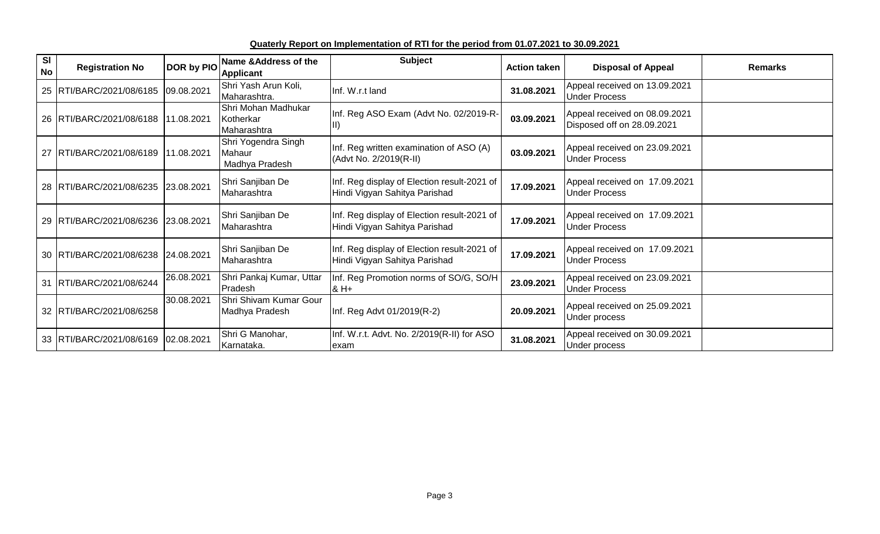**Quaterly Report on Implementation of RTI for the period from 01.07.2021 to 30.09.2021**

| Sl No | Registration No | DOR by PIO | Name &Address of the Applicant | Subject | Action taken | Disposal of Appeal | Remarks |
|---|---|---|---|---|---|---|---|
| 25 | RTI/BARC/2021/08/6185 | 09.08.2021 | Shri Yash Arun Koli, Maharashtra. | Inf. W.r.t land | **31.08.2021** | Appeal received on 13.09.2021 Under Process | |
| 26 | RTI/BARC/2021/08/6188 | 11.08.2021 | Shri Mohan Madhukar Kotherkar Maharashtra | Inf. Reg ASO Exam (Advt No. 02/2019-R-II) | **03.09.2021** | Appeal received on 08.09.2021 Disposed off on 28.09.2021 | |
| 27 | RTI/BARC/2021/08/6189 | 11.08.2021 | Shri Yogendra Singh Mahaur Madhya Pradesh | Inf. Reg written examination of ASO (A) (Advt No. 2/2019(R-II) | **03.09.2021** | Appeal received on 23.09.2021 Under Process | |
| 28 | RTI/BARC/2021/08/6235 | 23.08.2021 | Shri Sanjiban De Maharashtra | Inf. Reg display of Election result-2021 of Hindi Vigyan Sahitya Parishad | **17.09.2021** | Appeal received on 17.09.2021 Under Process | |
| 29 | RTI/BARC/2021/08/6236 | 23.08.2021 | Shri Sanjiban De Maharashtra | Inf. Reg display of Election result-2021 of Hindi Vigyan Sahitya Parishad | **17.09.2021** | Appeal received on 17.09.2021 Under Process | |
| 30 | RTI/BARC/2021/08/6238 | 24.08.2021 | Shri Sanjiban De Maharashtra | Inf. Reg display of Election result-2021 of Hindi Vigyan Sahitya Parishad | **17.09.2021** | Appeal received on 17.09.2021 Under Process | |
| 31 | RTI/BARC/2021/08/6244 | 26.08.2021 | Shri Pankaj Kumar, Uttar Pradesh | Inf. Reg Promotion norms of SO/G, SO/H & H+ | **23.09.2021** | Appeal received on 23.09.2021 Under Process | |
| 32 | RTI/BARC/2021/08/6258 | 30.08.2021 | Shri Shivam Kumar Gour Madhya Pradesh | Inf. Reg Advt 01/2019(R-2) | **20.09.2021** | Appeal received on 25.09.2021 Under process | |
| 33 | RTI/BARC/2021/08/6169 | 02.08.2021 | Shri G Manohar, Karnataka. | Inf. W.r.t. Advt. No. 2/2019(R-II) for ASO exam | **31.08.2021** | Appeal received on 30.09.2021 Under process | |